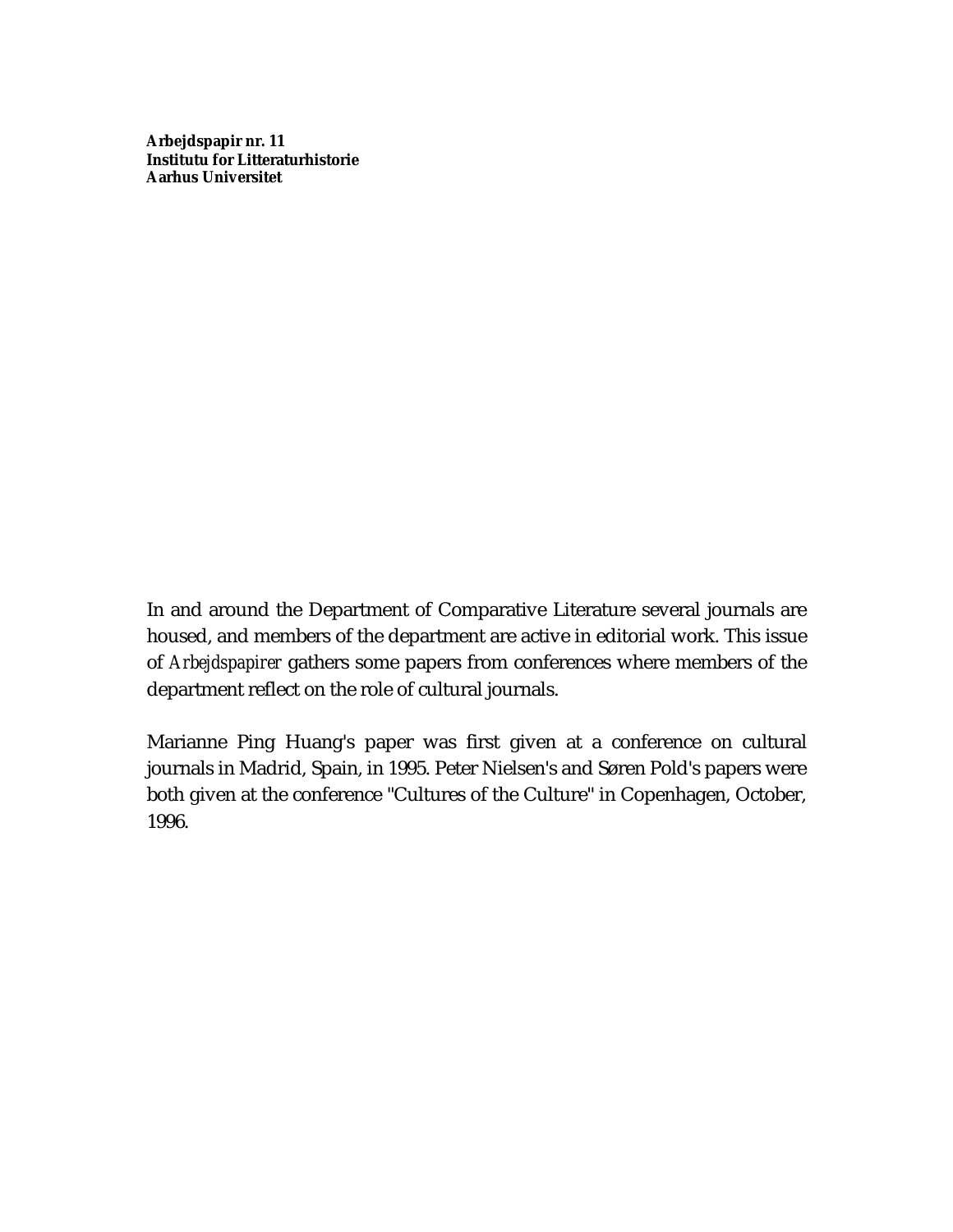**Arbejdspapir nr. 11**
**Institutu for Litteraturhistorie**
**Aarhus Universitet**

In and around the Department of Comparative Literature several journals are housed, and members of the department are active in editorial work. This issue of *Arbejdspapirer* gathers some papers from conferences where members of the department reflect on the role of cultural journals.

Marianne Ping Huang's paper was first given at a conference on cultural journals in Madrid, Spain, in 1995. Peter Nielsen's and Søren Pold's papers were both given at the conference "Cultures of the Culture" in Copenhagen, October, 1996.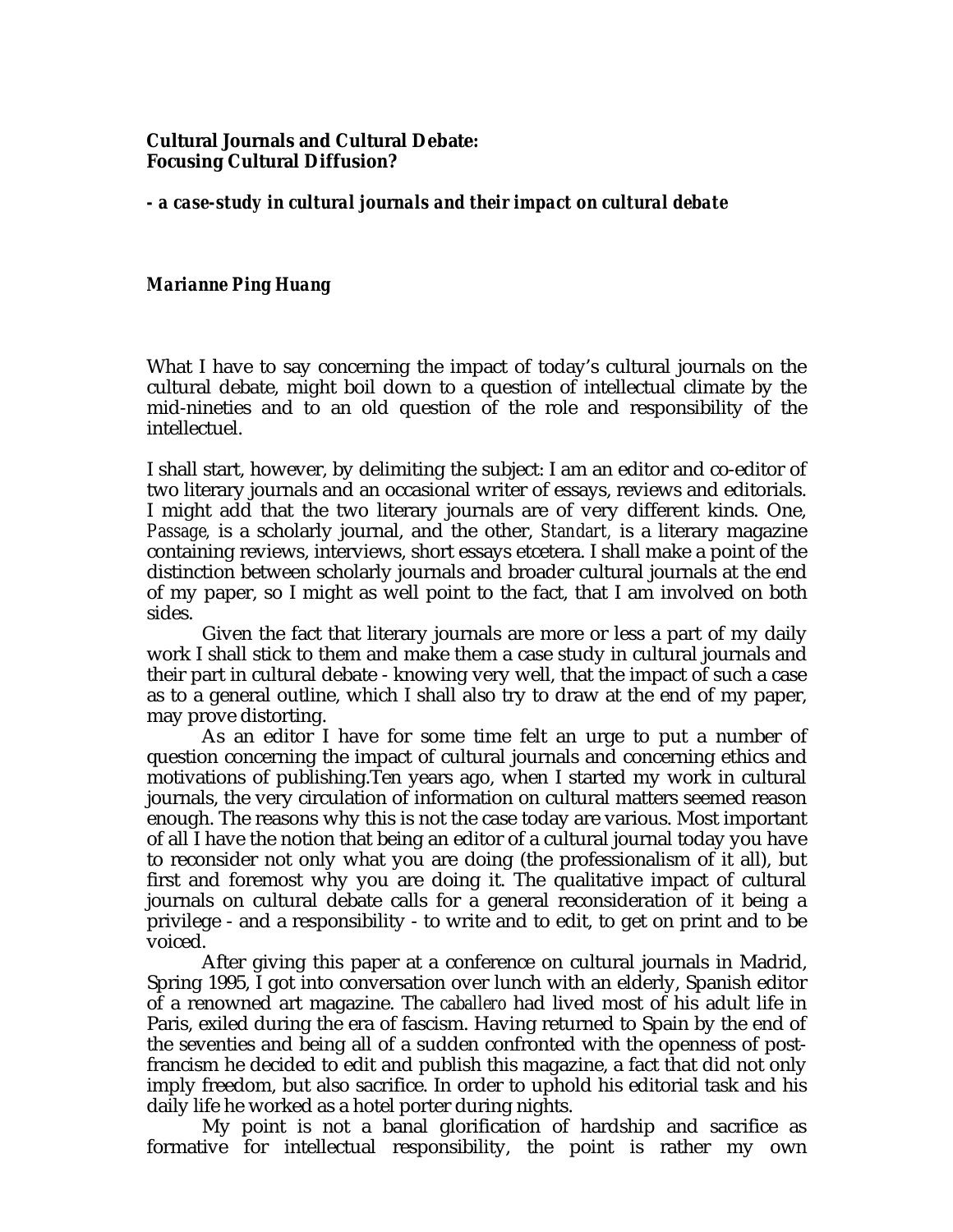**Cultural Journals and Cultural Debate:**
**Focusing Cultural Diffusion?**

***- a case-study in cultural journals and their impact on cultural debate***

***Marianne Ping Huang***

What I have to say concerning the impact of today's cultural journals on the cultural debate, might boil down to a question of intellectual climate by the mid-nineties and to an old question of the role and responsibility of the intellectuel.

I shall start, however, by delimiting the subject: I am an editor and co-editor of two literary journals and an occasional writer of essays, reviews and editorials. I might add that the two literary journals are of very different kinds. One, *Passage,* is a scholarly journal, and the other, *Standart,* is a literary magazine containing reviews, interviews, short essays etcetera. I shall make a point of the distinction between scholarly journals and broader cultural journals at the end of my paper, so I might as well point to the fact, that I am involved on both sides.

Given the fact that literary journals are more or less a part of my daily work I shall stick to them and make them a case study in cultural journals and their part in cultural debate - knowing very well, that the impact of such a case as to a general outline, which I shall also try to draw at the end of my paper, may prove distorting.

As an editor I have for some time felt an urge to put a number of question concerning the impact of cultural journals and concerning ethics and motivations of publishing.Ten years ago, when I started my work in cultural journals, the very circulation of information on cultural matters seemed reason enough. The reasons why this is not the case today are various. Most important of all I have the notion that being an editor of a cultural journal today you have to reconsider not only what you are doing (the professionalism of it all), but first and foremost why you are doing it. The qualitative impact of cultural journals on cultural debate calls for a general reconsideration of it being a privilege - and a responsibility - to write and to edit, to get on print and to be voiced.

After giving this paper at a conference on cultural journals in Madrid, Spring 1995, I got into conversation over lunch with an elderly, Spanish editor of a renowned art magazine. The *caballero* had lived most of his adult life in Paris, exiled during the era of fascism. Having returned to Spain by the end of the seventies and being all of a sudden confronted with the openness of post-francism he decided to edit and publish this magazine, a fact that did not only imply freedom, but also sacrifice. In order to uphold his editorial task and his daily life he worked as a hotel porter during nights.

My point is not a banal glorification of hardship and sacrifice as formative for intellectual responsibility, the point is rather my own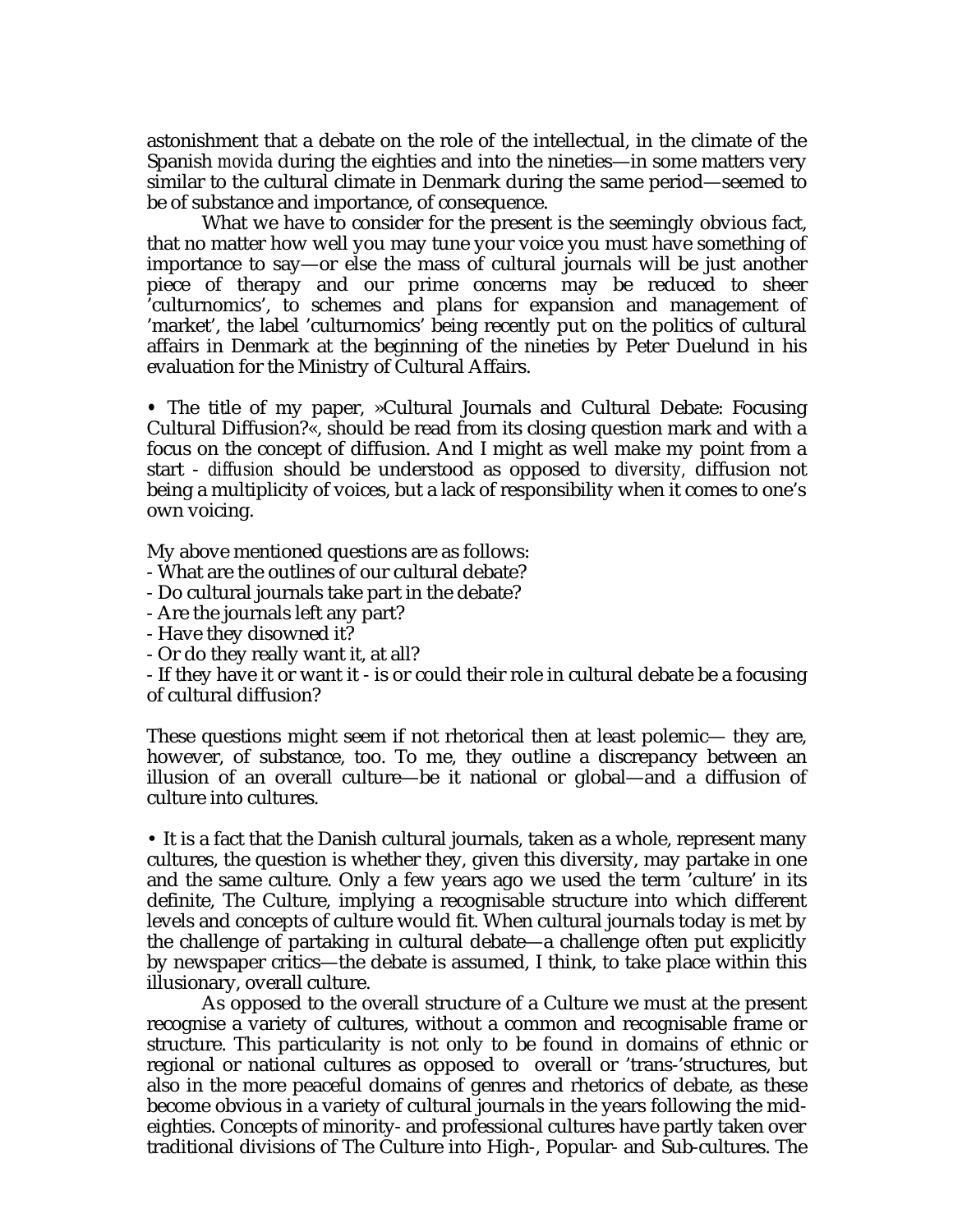astonishment that a debate on the role of the intellectual, in the climate of the Spanish *movida* during the eighties and into the nineties—in some matters very similar to the cultural climate in Denmark during the same period—seemed to be of substance and importance, of consequence.

What we have to consider for the present is the seemingly obvious fact, that no matter how well you may tune your voice you must have something of importance to say—or else the mass of cultural journals will be just another piece of therapy and our prime concerns may be reduced to sheer 'culturnomics', to schemes and plans for expansion and management of 'market', the label 'culturnomics' being recently put on the politics of cultural affairs in Denmark at the beginning of the nineties by Peter Duelund in his evaluation for the Ministry of Cultural Affairs.

• The title of my paper, »Cultural Journals and Cultural Debate: Focusing Cultural Diffusion?«, should be read from its closing question mark and with a focus on the concept of diffusion. And I might as well make my point from a start - *diffusion* should be understood as opposed to *diversity*, diffusion not being a multiplicity of voices, but a lack of responsibility when it comes to one's own voicing.

My above mentioned questions are as follows:
- What are the outlines of our cultural debate?
- Do cultural journals take part in the debate?
- Are the journals left any part?
- Have they disowned it?
- Or do they really want it, at all?
- If they have it or want it - is or could their role in cultural debate be a focusing of cultural diffusion?

These questions might seem if not rhetorical then at least polemic— they are, however, of substance, too. To me, they outline a discrepancy between an illusion of an overall culture—be it national or global—and a diffusion of culture into cultures.

• It is a fact that the Danish cultural journals, taken as a whole, represent many cultures, the question is whether they, given this diversity, may partake in one and the same culture. Only a few years ago we used the term 'culture' in its definite, The Culture, implying a recognisable structure into which different levels and concepts of culture would fit. When cultural journals today is met by the challenge of partaking in cultural debate—a challenge often put explicitly by newspaper critics—the debate is assumed, I think, to take place within this illusionary, overall culture.

As opposed to the overall structure of a Culture we must at the present recognise a variety of cultures, without a common and recognisable frame or structure. This particularity is not only to be found in domains of ethnic or regional or national cultures as opposed to overall or 'trans-'structures, but also in the more peaceful domains of genres and rhetorics of debate, as these become obvious in a variety of cultural journals in the years following the mid-eighties. Concepts of minority- and professional cultures have partly taken over traditional divisions of The Culture into High-, Popular- and Sub-cultures. The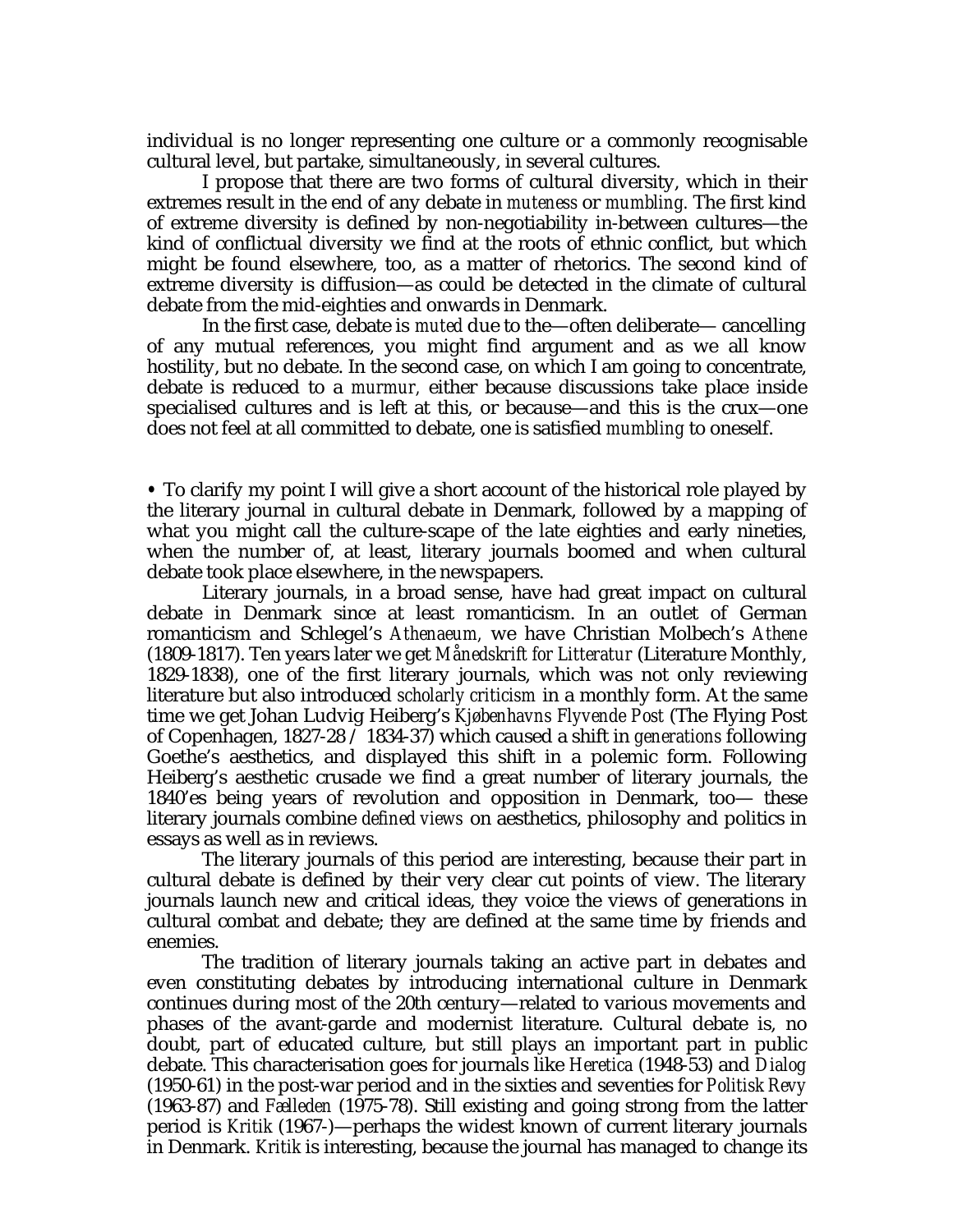individual is no longer representing one culture or a commonly recognisable cultural level, but partake, simultaneously, in several cultures.

I propose that there are two forms of cultural diversity, which in their extremes result in the end of any debate in *muteness* or *mumbling.* The first kind of extreme diversity is defined by non-negotiability in-between cultures—the kind of conflictual diversity we find at the roots of ethnic conflict, but which might be found elsewhere, too, as a matter of rhetorics. The second kind of extreme diversity is diffusion—as could be detected in the climate of cultural debate from the mid-eighties and onwards in Denmark.

In the first case, debate is *muted* due to the—often deliberate— cancelling of any mutual references, you might find argument and as we all know hostility, but no debate. In the second case, on which I am going to concentrate, debate is reduced to a *murmur,* either because discussions take place inside specialised cultures and is left at this, or because—and this is the crux—one does not feel at all committed to debate, one is satisfied *mumbling* to oneself.

• To clarify my point I will give a short account of the historical role played by the literary journal in cultural debate in Denmark, followed by a mapping of what you might call the culture-scape of the late eighties and early nineties, when the number of, at least, literary journals boomed and when cultural debate took place elsewhere, in the newspapers.

Literary journals, in a broad sense, have had great impact on cultural debate in Denmark since at least romanticism. In an outlet of German romanticism and Schlegel's *Athenaeum,* we have Christian Molbech's *Athene* (1809-1817). Ten years later we get *Månedskrift for Litteratur* (Literature Monthly, 1829-1838), one of the first literary journals, which was not only reviewing literature but also introduced *scholarly criticism* in a monthly form. At the same time we get Johan Ludvig Heiberg's *Kjøbenhavns Flyvende Post* (The Flying Post of Copenhagen, 1827-28 / 1834-37) which caused a shift in *generations* following Goethe's aesthetics, and displayed this shift in a polemic form. Following Heiberg's aesthetic crusade we find a great number of literary journals, the 1840'es being years of revolution and opposition in Denmark, too— these literary journals combine *defined views* on aesthetics, philosophy and politics in essays as well as in reviews.

The literary journals of this period are interesting, because their part in cultural debate is defined by their very clear cut points of view. The literary journals launch new and critical ideas, they voice the views of generations in cultural combat and debate; they are defined at the same time by friends and enemies.

The tradition of literary journals taking an active part in debates and even constituting debates by introducing international culture in Denmark continues during most of the 20th century—related to various movements and phases of the avant-garde and modernist literature. Cultural debate is, no doubt, part of educated culture, but still plays an important part in public debate. This characterisation goes for journals like *Heretica* (1948-53) and *Dialog* (1950-61) in the post-war period and in the sixties and seventies for *Politisk Revy* (1963-87) and *Fælleden* (1975-78). Still existing and going strong from the latter period is *Kritik* (1967-)—perhaps the widest known of current literary journals in Denmark. *Kritik* is interesting, because the journal has managed to change its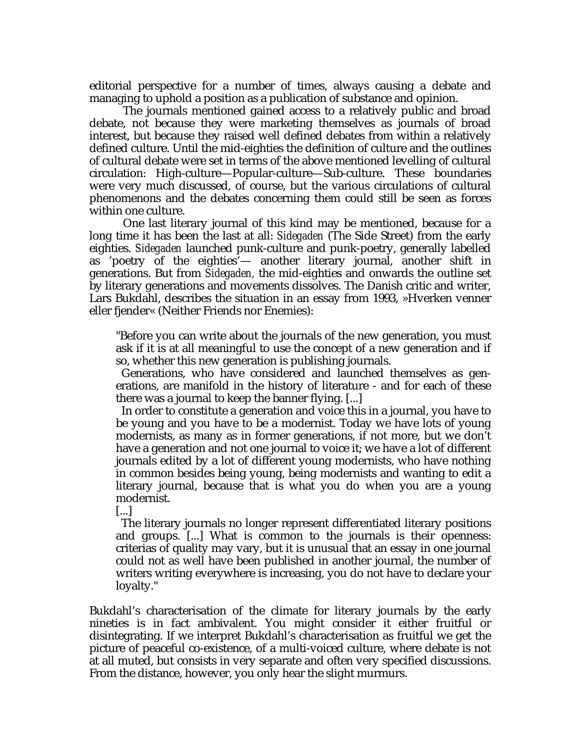editorial perspective for a number of times, always causing a debate and managing to uphold a position as a publication of substance and opinion.

The journals mentioned gained access to a relatively public and broad debate, not because they were marketing themselves as journals of broad interest, but because they raised well defined debates from within a relatively defined culture. Until the mid-eighties the definition of culture and the outlines of cultural debate were set in terms of the above mentioned levelling of cultural circulation: High-culture—Popular-culture—Sub-culture. These boundaries were very much discussed, of course, but the various circulations of cultural phenomenons and the debates concerning them could still be seen as forces within one culture.

One last literary journal of this kind may be mentioned, because for a long time it has been the last at all: *Sidegaden* (The Side Street) from the early eighties. *Sidegaden* launched punk-culture and punk-poetry, generally labelled as 'poetry of the eighties'— another literary journal, another shift in generations. But from *Sidegaden,* the mid-eighties and onwards the outline set by literary generations and movements dissolves. The Danish critic and writer, Lars Bukdahl, describes the situation in an essay from 1993, »Hverken venner eller fjender« (Neither Friends nor Enemies):

> "Before you can write about the journals of the new generation, you must ask if it is at all meaningful to use the concept of a new generation and if so, whether this new generation is publishing journals.
>
> Generations, who have considered and launched themselves as generations, are manifold in the history of literature - and for each of these there was a journal to keep the banner flying. [...]
>
> In order to constitute a generation and voice this in a journal, you have to be young and you have to be a modernist. Today we have lots of young modernists, as many as in former generations, if not more, but we don't have a generation and not one journal to voice it; we have a lot of different journals edited by a lot of different young modernists, who have nothing in common besides being young, being modernists and wanting to edit a literary journal, because that is what you do when you are a young modernist.
>
> [...]
>
> The literary journals no longer represent differentiated literary positions and groups. [...] What is common to the journals is their openness: criterias of quality may vary, but it is unusual that an essay in one journal could not as well have been published in another journal, the number of writers writing everywhere is increasing, you do not have to declare your loyalty."

Bukdahl's characterisation of the climate for literary journals by the early nineties is in fact ambivalent. You might consider it either fruitful or disintegrating. If we interpret Bukdahl's characterisation as fruitful we get the picture of peaceful co-existence, of a multi-voiced culture, where debate is not at all muted, but consists in very separate and often very specified discussions. From the distance, however, you only hear the slight murmurs.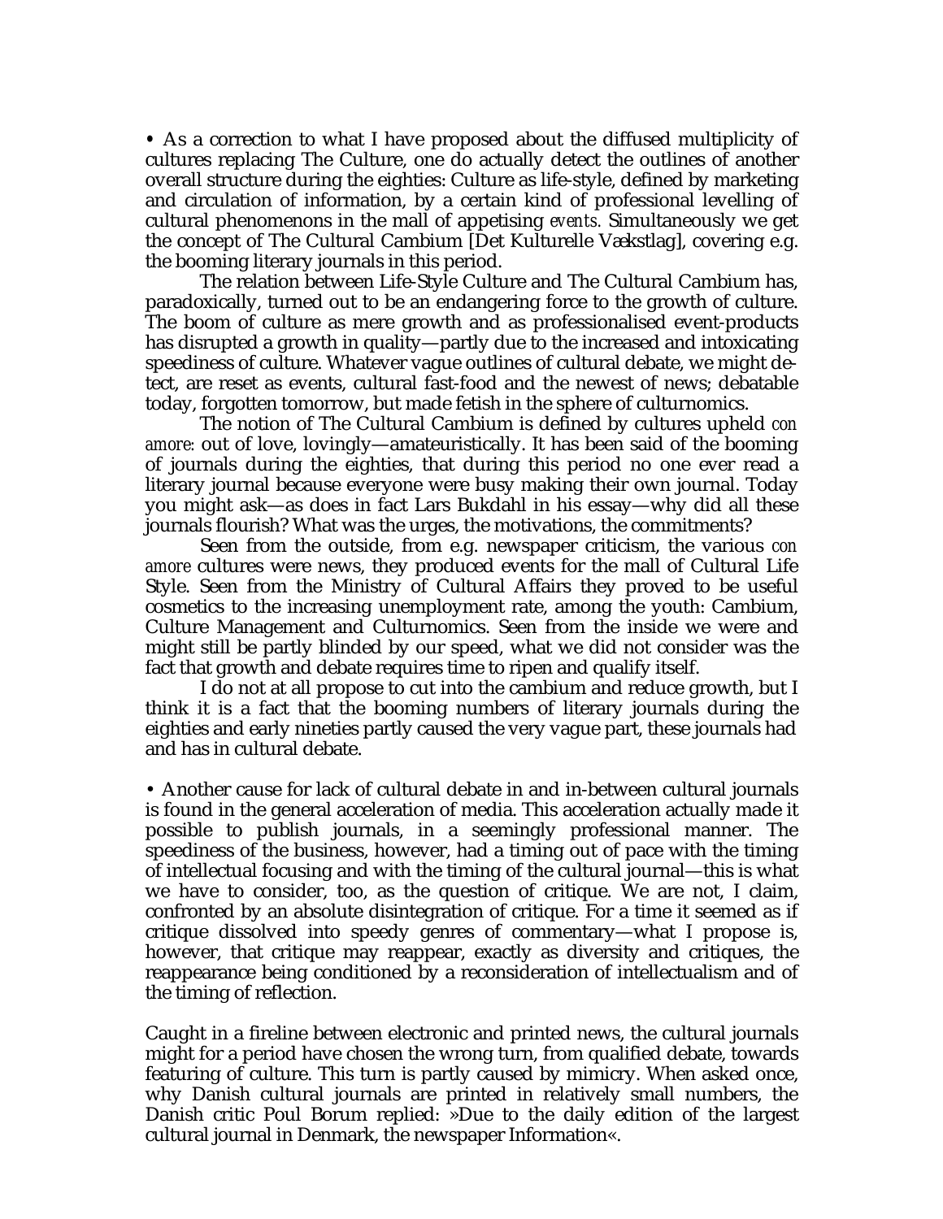• As a correction to what I have proposed about the diffused multiplicity of cultures replacing The Culture, one do actually detect the outlines of another overall structure during the eighties: Culture as life-style, defined by marketing and circulation of information, by a certain kind of professional levelling of cultural phenomenons in the mall of appetising *events*. Simultaneously we get the concept of The Cultural Cambium [Det Kulturelle Vækstlag], covering e.g. the booming literary journals in this period.

The relation between Life-Style Culture and The Cultural Cambium has, paradoxically, turned out to be an endangering force to the growth of culture. The boom of culture as mere growth and as professionalised event-products has disrupted a growth in quality—partly due to the increased and intoxicating speediness of culture. Whatever vague outlines of cultural debate, we might detect, are reset as events, cultural fast-food and the newest of news; debatable today, forgotten tomorrow, but made fetish in the sphere of culturnomics.

The notion of The Cultural Cambium is defined by cultures upheld *con amore*: out of love, lovingly—amateuristically. It has been said of the booming of journals during the eighties, that during this period no one ever read a literary journal because everyone were busy making their own journal. Today you might ask—as does in fact Lars Bukdahl in his essay—why did all these journals flourish? What was the urges, the motivations, the commitments?

Seen from the outside, from e.g. newspaper criticism, the various *con amore* cultures were news, they produced events for the mall of Cultural Life Style. Seen from the Ministry of Cultural Affairs they proved to be useful cosmetics to the increasing unemployment rate, among the youth: Cambium, Culture Management and Culturnomics. Seen from the inside we were and might still be partly blinded by our speed, what we did not consider was the fact that growth and debate requires time to ripen and qualify itself.

I do not at all propose to cut into the cambium and reduce growth, but I think it is a fact that the booming numbers of literary journals during the eighties and early nineties partly caused the very vague part, these journals had and has in cultural debate.

• Another cause for lack of cultural debate in and in-between cultural journals is found in the general acceleration of media. This acceleration actually made it possible to publish journals, in a seemingly professional manner. The speediness of the business, however, had a timing out of pace with the timing of intellectual focusing and with the timing of the cultural journal—this is what we have to consider, too, as the question of critique. We are not, I claim, confronted by an absolute disintegration of critique. For a time it seemed as if critique dissolved into speedy genres of commentary—what I propose is, however, that critique may reappear, exactly as diversity and critiques, the reappearance being conditioned by a reconsideration of intellectualism and of the timing of reflection.

Caught in a fireline between electronic and printed news, the cultural journals might for a period have chosen the wrong turn, from qualified debate, towards featuring of culture. This turn is partly caused by mimicry. When asked once, why Danish cultural journals are printed in relatively small numbers, the Danish critic Poul Borum replied: »Due to the daily edition of the largest cultural journal in Denmark, the newspaper Information«.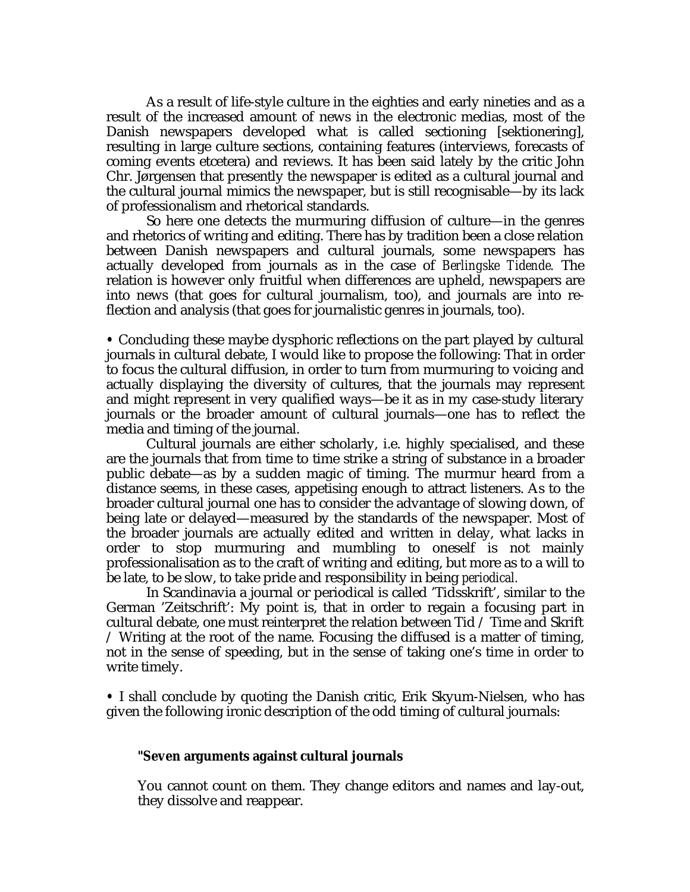As a result of life-style culture in the eighties and early nineties and as a result of the increased amount of news in the electronic medias, most of the Danish newspapers developed what is called sectioning [sektionering], resulting in large culture sections, containing features (interviews, forecasts of coming events etcetera) and reviews. It has been said lately by the critic John Chr. Jørgensen that presently the newspaper is edited as a cultural journal and the cultural journal mimics the newspaper, but is still recognisable—by its lack of professionalism and rhetorical standards.

So here one detects the murmuring diffusion of culture—in the genres and rhetorics of writing and editing. There has by tradition been a close relation between Danish newspapers and cultural journals, some newspapers has actually developed from journals as in the case of *Berlingske Tidende*. The relation is however only fruitful when differences are upheld, newspapers are into news (that goes for cultural journalism, too), and journals are into reflection and analysis (that goes for journalistic genres in journals, too).

• Concluding these maybe dysphoric reflections on the part played by cultural journals in cultural debate, I would like to propose the following: That in order to focus the cultural diffusion, in order to turn from murmuring to voicing and actually displaying the diversity of cultures, that the journals may represent and might represent in very qualified ways—be it as in my case-study literary journals or the broader amount of cultural journals—one has to reflect the media and timing of the journal.

Cultural journals are either scholarly, i.e. highly specialised, and these are the journals that from time to time strike a string of substance in a broader public debate—as by a sudden magic of timing. The murmur heard from a distance seems, in these cases, appetising enough to attract listeners. As to the broader cultural journal one has to consider the advantage of slowing down, of being late or delayed—measured by the standards of the newspaper. Most of the broader journals are actually edited and written in delay, what lacks in order to stop murmuring and mumbling to oneself is not mainly professionalisation as to the craft of writing and editing, but more as to a will to be late, to be slow, to take pride and responsibility in being *periodical*.

In Scandinavia a journal or periodical is called 'Tidsskrift', similar to the German 'Zeitschrift': My point is, that in order to regain a focusing part in cultural debate, one must reinterpret the relation between Tid / Time and Skrift / Writing at the root of the name. Focusing the diffused is a matter of timing, not in the sense of speeding, but in the sense of taking one's time in order to write timely.

• I shall conclude by quoting the Danish critic, Erik Skyum-Nielsen, who has given the following ironic description of the odd timing of cultural journals:

> **"Seven arguments against cultural journals**
>
> You cannot count on them. They change editors and names and lay-out, they dissolve and reappear.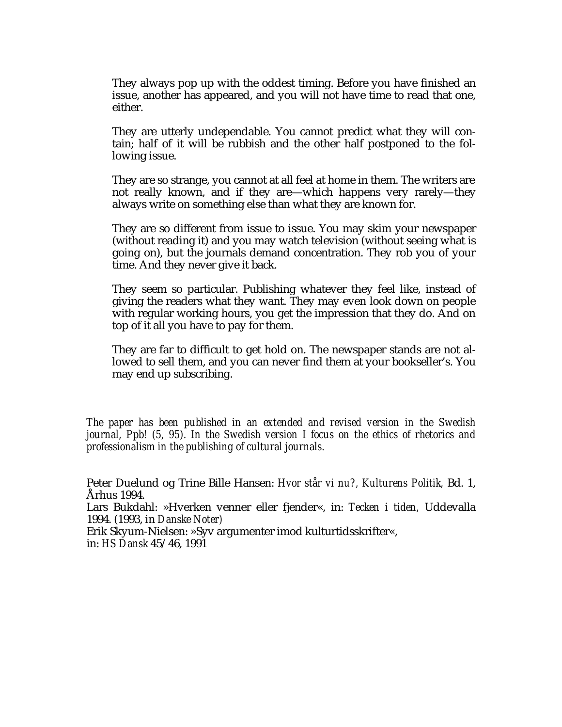They always pop up with the oddest timing. Before you have finished an issue, another has appeared, and you will not have time to read that one, either.

They are utterly undependable. You cannot predict what they will contain; half of it will be rubbish and the other half postponed to the following issue.

They are so strange, you cannot at all feel at home in them. The writers are not really known, and if they are—which happens very rarely—they always write on something else than what they are known for.

They are so different from issue to issue. You may skim your newspaper (without reading it) and you may watch television (without seeing what is going on), but the journals demand concentration. They rob you of your time. And they never give it back.

They seem so particular. Publishing whatever they feel like, instead of giving the readers what they want. They may even look down on people with regular working hours, you get the impression that they do. And on top of it all you have to pay for them.

They are far to difficult to get hold on. The newspaper stands are not allowed to sell them, and you can never find them at your bookseller's. You may end up subscribing.

*The paper has been published in an extended and revised version in the Swedish journal, Ppb! (5, 95). In the Swedish version I focus on the ethics of rhetorics and professionalism in the publishing of cultural journals.*

Peter Duelund og Trine Bille Hansen: *Hvor står vi nu?, Kulturens Politik,* Bd. 1, Århus 1994.
Lars Bukdahl: »Hverken venner eller fjender«, in: *Tecken i tiden,* Uddevalla 1994. (1993, in *Danske Noter*)
Erik Skyum-Nielsen: »Syv argumenter imod kulturtidsskrifter«, in: *HS Dansk* 45/46, 1991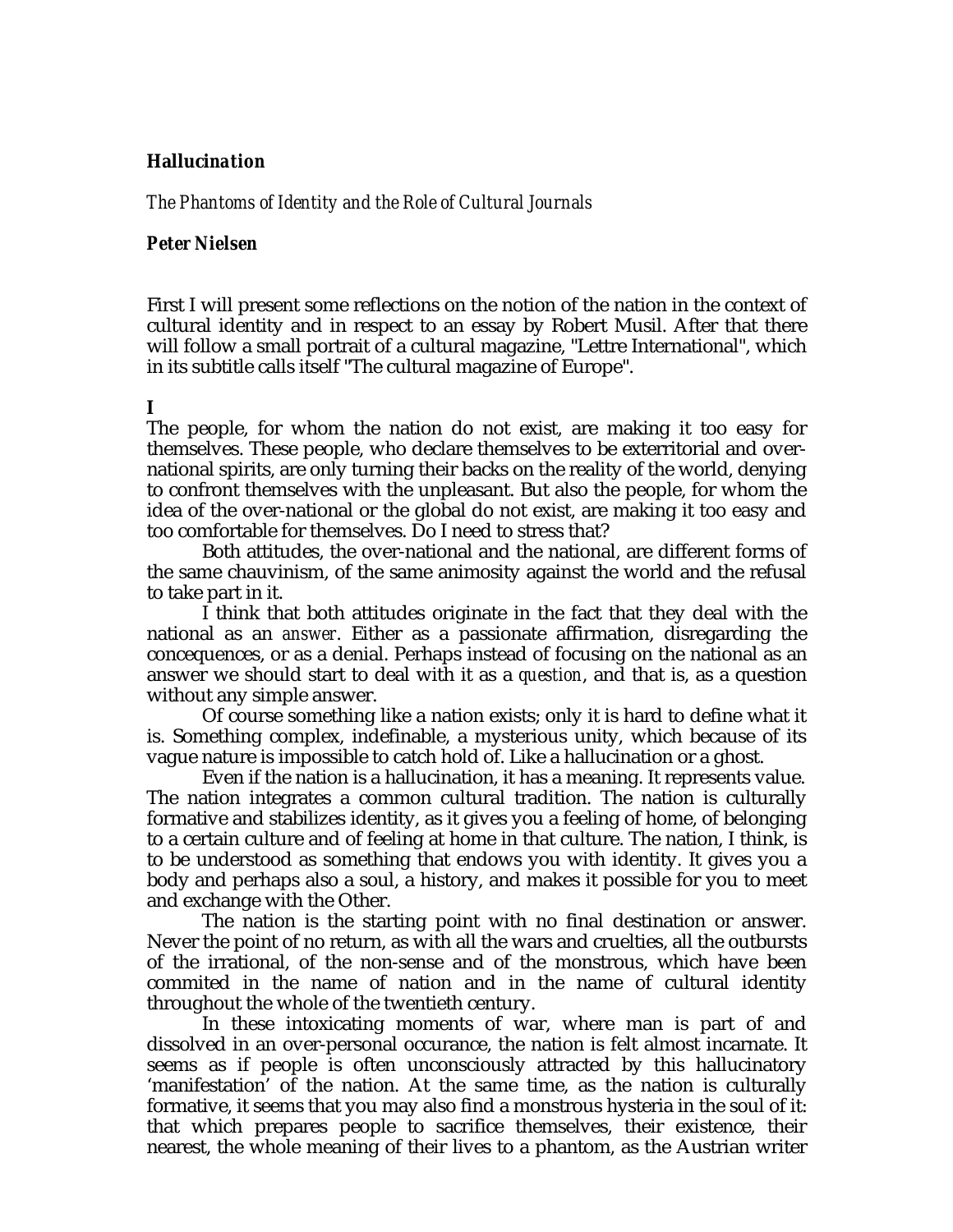### ***Hallucination***

*The Phantoms of Identity and the Role of Cultural Journals*

**Peter Nielsen**

First I will present some reflections on the notion of the nation in the context of cultural identity and in respect to an essay by Robert Musil. After that there will follow a small portrait of a cultural magazine, "Lettre International", which in its subtitle calls itself "The cultural magazine of Europe".

**I**

The people, for whom the nation do not exist, are making it too easy for themselves. These people, who declare themselves to be exterritorial and over-national spirits, are only turning their backs on the reality of the world, denying to confront themselves with the unpleasant. But also the people, for whom the idea of the over-national or the global do not exist, are making it too easy and too comfortable for themselves. Do I need to stress that?

Both attitudes, the over-national and the national, are different forms of the same chauvinism, of the same animosity against the world and the refusal to take part in it.

I think that both attitudes originate in the fact that they deal with the national as an *answer*. Either as a passionate affirmation, disregarding the concequences, or as a denial. Perhaps instead of focusing on the national as an answer we should start to deal with it as a *question*, and that is, as a question without any simple answer.

Of course something like a nation exists; only it is hard to define what it is. Something complex, indefinable, a mysterious unity, which because of its vague nature is impossible to catch hold of. Like a hallucination or a ghost.

Even if the nation is a hallucination, it has a meaning. It represents value. The nation integrates a common cultural tradition. The nation is culturally formative and stabilizes identity, as it gives you a feeling of home, of belonging to a certain culture and of feeling at home in that culture. The nation, I think, is to be understood as something that endows you with identity. It gives you a body and perhaps also a soul, a history, and makes it possible for you to meet and exchange with the Other.

The nation is the starting point with no final destination or answer. Never the point of no return, as with all the wars and cruelties, all the outbursts of the irrational, of the non-sense and of the monstrous, which have been commited in the name of nation and in the name of cultural identity throughout the whole of the twentieth century.

In these intoxicating moments of war, where man is part of and dissolved in an over-personal occurance, the nation is felt almost incarnate. It seems as if people is often unconsciously attracted by this hallucinatory 'manifestation' of the nation. At the same time, as the nation is culturally formative, it seems that you may also find a monstrous hysteria in the soul of it: that which prepares people to sacrifice themselves, their existence, their nearest, the whole meaning of their lives to a phantom, as the Austrian writer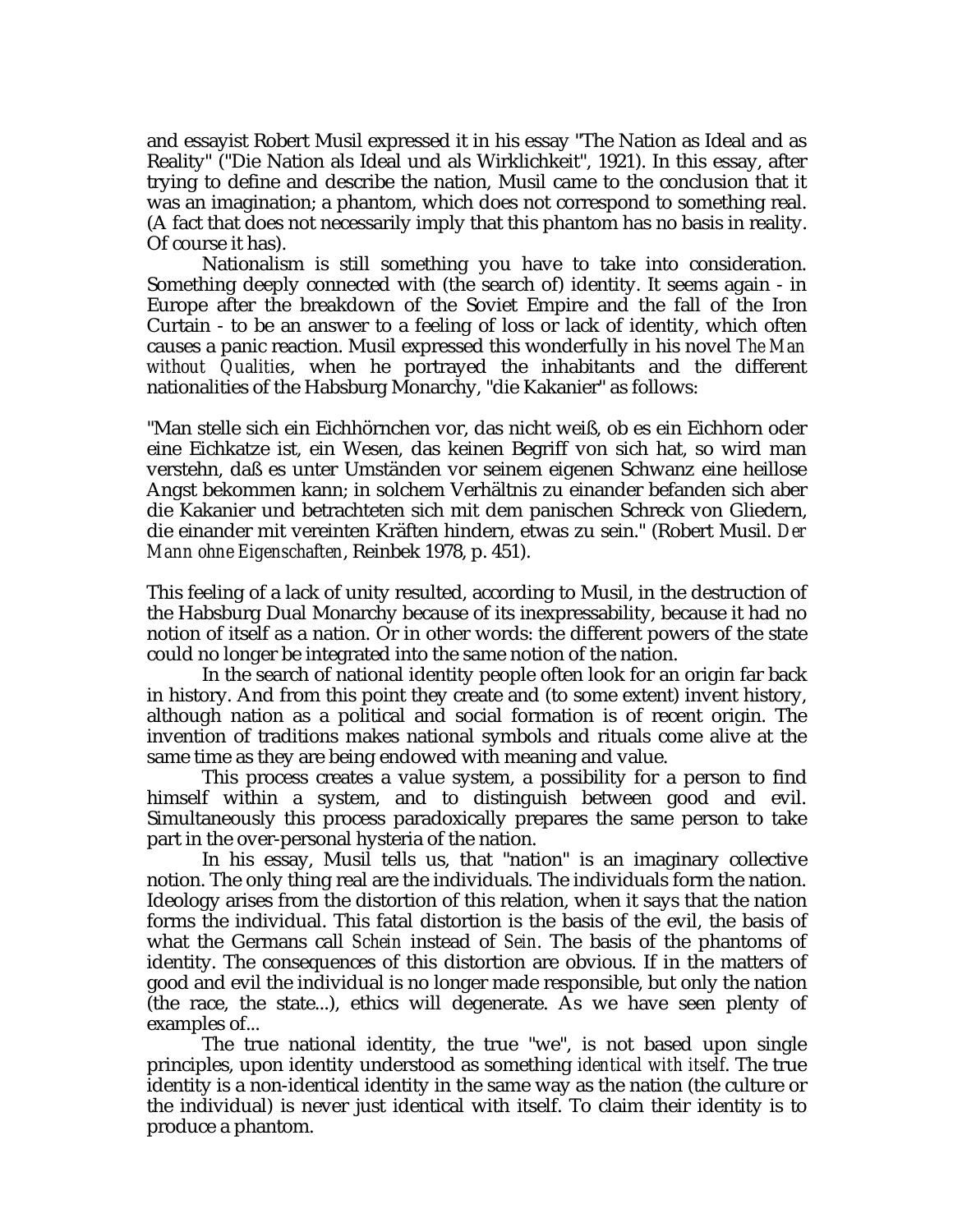and essayist Robert Musil expressed it in his essay "The Nation as Ideal and as Reality" ("Die Nation als Ideal und als Wirklichkeit", 1921). In this essay, after trying to define and describe the nation, Musil came to the conclusion that it was an imagination; a phantom, which does not correspond to something real. (A fact that does not necessarily imply that this phantom has no basis in reality. Of course it has).

Nationalism is still something you have to take into consideration. Something deeply connected with (the search of) identity. It seems again - in Europe after the breakdown of the Soviet Empire and the fall of the Iron Curtain - to be an answer to a feeling of loss or lack of identity, which often causes a panic reaction. Musil expressed this wonderfully in his novel *The Man without Qualities*, when he portrayed the inhabitants and the different nationalities of the Habsburg Monarchy, "die Kakanier" as follows:

"Man stelle sich ein Eichhörnchen vor, das nicht weiß, ob es ein Eichhorn oder eine Eichkatze ist, ein Wesen, das keinen Begriff von sich hat, so wird man verstehn, daß es unter Umständen vor seinem eigenen Schwanz eine heillose Angst bekommen kann; in solchem Verhältnis zu einander befanden sich aber die Kakanier und betrachteten sich mit dem panischen Schreck von Gliedern, die einander mit vereinten Kräften hindern, etwas zu sein." (Robert Musil. *Der Mann ohne Eigenschaften*, Reinbek 1978, p. 451).

This feeling of a lack of unity resulted, according to Musil, in the destruction of the Habsburg Dual Monarchy because of its inexpressability, because it had no notion of itself as a nation. Or in other words: the different powers of the state could no longer be integrated into the same notion of the nation.

In the search of national identity people often look for an origin far back in history. And from this point they create and (to some extent) invent history, although nation as a political and social formation is of recent origin. The invention of traditions makes national symbols and rituals come alive at the same time as they are being endowed with meaning and value.

This process creates a value system, a possibility for a person to find himself within a system, and to distinguish between good and evil. Simultaneously this process paradoxically prepares the same person to take part in the over-personal hysteria of the nation.

In his essay, Musil tells us, that "nation" is an imaginary collective notion. The only thing real are the individuals. The individuals form the nation. Ideology arises from the distortion of this relation, when it says that the nation forms the individual. This fatal distortion is the basis of the evil, the basis of what the Germans call *Schein* instead of *Sein*. The basis of the phantoms of identity. The consequences of this distortion are obvious. If in the matters of good and evil the individual is no longer made responsible, but only the nation (the race, the state...), ethics will degenerate. As we have seen plenty of examples of...

The true national identity, the true "we", is not based upon single principles, upon identity understood as something *identical with itself*. The true identity is a non-identical identity in the same way as the nation (the culture or the individual) is never just identical with itself. To claim their identity is to produce a phantom.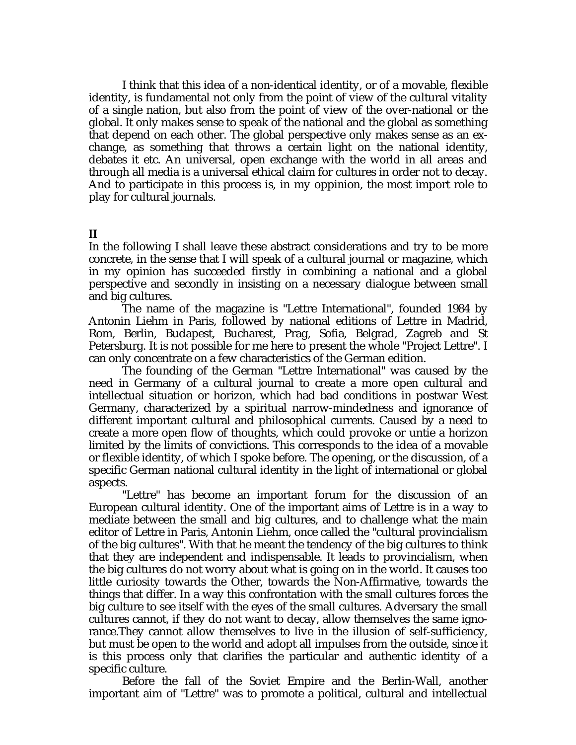I think that this idea of a non-identical identity, or of a movable, flexible identity, is fundamental not only from the point of view of the cultural vitality of a single nation, but also from the point of view of the over-national or the global. It only makes sense to speak of the national and the global as something that depend on each other. The global perspective only makes sense as an exchange, as something that throws a certain light on the national identity, debates it etc. An universal, open exchange with the world in all areas and through all media is a universal ethical claim for cultures in order not to decay. And to participate in this process is, in my oppinion, the most import role to play for cultural journals.

**II**

In the following I shall leave these abstract considerations and try to be more concrete, in the sense that I will speak of a cultural journal or magazine, which in my opinion has succeeded firstly in combining a national and a global perspective and secondly in insisting on a necessary dialogue between small and big cultures.

The name of the magazine is "Lettre International", founded 1984 by Antonin Liehm in Paris, followed by national editions of Lettre in Madrid, Rom, Berlin, Budapest, Bucharest, Prag, Sofia, Belgrad, Zagreb and St Petersburg. It is not possible for me here to present the whole "Project Lettre". I can only concentrate on a few characteristics of the German edition.

The founding of the German "Lettre International" was caused by the need in Germany of a cultural journal to create a more open cultural and intellectual situation or horizon, which had bad conditions in postwar West Germany, characterized by a spiritual narrow-mindedness and ignorance of different important cultural and philosophical currents. Caused by a need to create a more open flow of thoughts, which could provoke or untie a horizon limited by the limits of convictions. This corresponds to the idea of a movable or flexible identity, of which I spoke before. The opening, or the discussion, of a specific German national cultural identity in the light of international or global aspects.

"Lettre" has become an important forum for the discussion of an European cultural identity. One of the important aims of Lettre is in a way to mediate between the small and big cultures, and to challenge what the main editor of Lettre in Paris, Antonin Liehm, once called the "cultural provincialism of the big cultures". With that he meant the tendency of the big cultures to think that they are independent and indispensable. It leads to provincialism, when the big cultures do not worry about what is going on in the world. It causes too little curiosity towards the Other, towards the Non-Affirmative, towards the things that differ. In a way this confrontation with the small cultures forces the big culture to see itself with the eyes of the small cultures. Adversary the small cultures cannot, if they do not want to decay, allow themselves the same ignorance.They cannot allow themselves to live in the illusion of self-sufficiency, but must be open to the world and adopt all impulses from the outside, since it is this process only that clarifies the particular and authentic identity of a specific culture.

Before the fall of the Soviet Empire and the Berlin-Wall, another important aim of "Lettre" was to promote a political, cultural and intellectual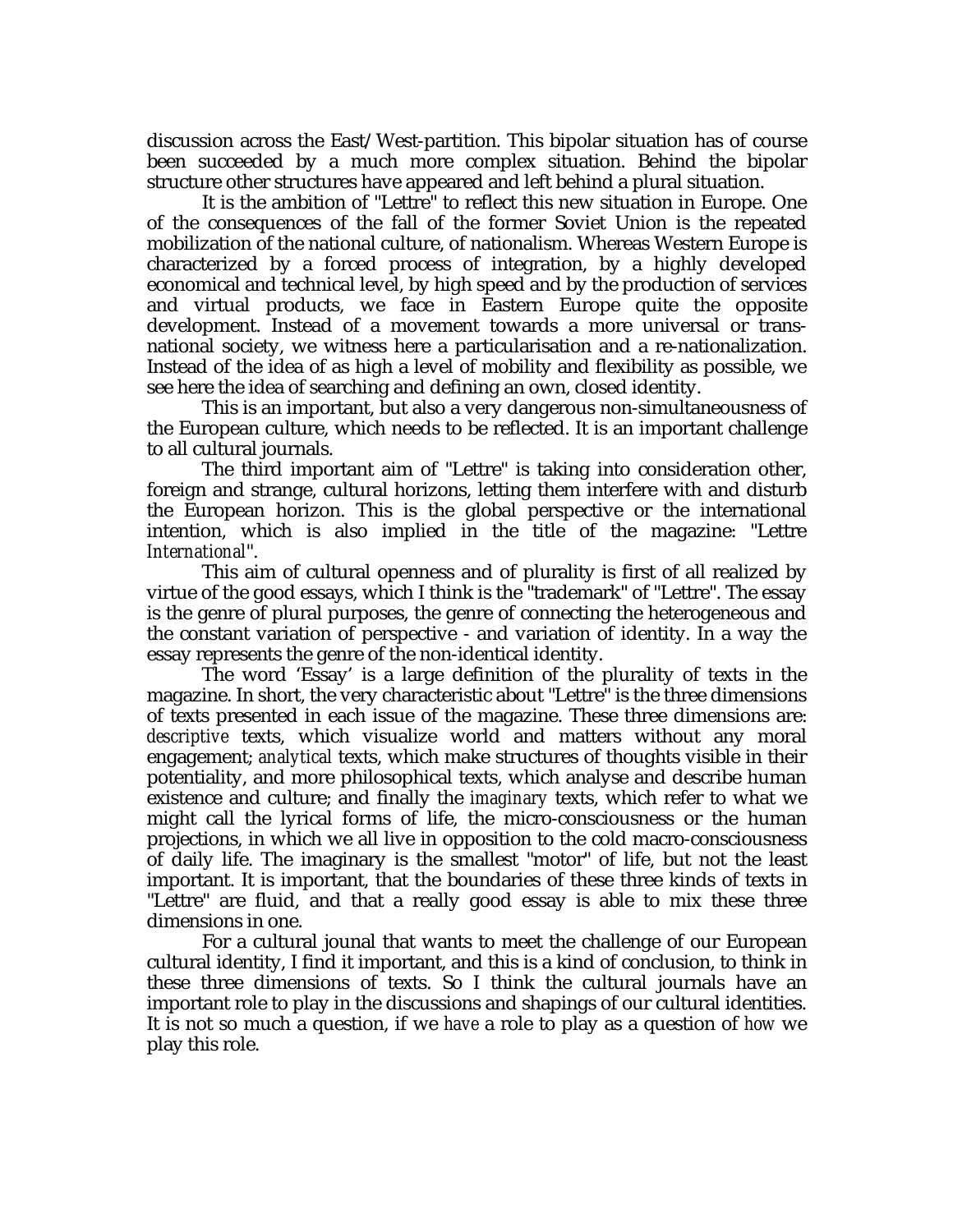discussion across the East/West-partition. This bipolar situation has of course been succeeded by a much more complex situation. Behind the bipolar structure other structures have appeared and left behind a plural situation.

It is the ambition of "Lettre" to reflect this new situation in Europe. One of the consequences of the fall of the former Soviet Union is the repeated mobilization of the national culture, of nationalism. Whereas Western Europe is characterized by a forced process of integration, by a highly developed economical and technical level, by high speed and by the production of services and virtual products, we face in Eastern Europe quite the opposite development. Instead of a movement towards a more universal or trans-national society, we witness here a particularisation and a re-nationalization. Instead of the idea of as high a level of mobility and flexibility as possible, we see here the idea of searching and defining an own, closed identity.

This is an important, but also a very dangerous non-simultaneousness of the European culture, which needs to be reflected. It is an important challenge to all cultural journals.

The third important aim of "Lettre" is taking into consideration other, foreign and strange, cultural horizons, letting them interfere with and disturb the European horizon. This is the global perspective or the international intention, which is also implied in the title of the magazine: "Lettre *International*".

This aim of cultural openness and of plurality is first of all realized by virtue of the good essays, which I think is the "trademark" of "Lettre". The essay is the genre of plural purposes, the genre of connecting the heterogeneous and the constant variation of perspective - and variation of identity. In a way the essay represents the genre of the non-identical identity.

The word 'Essay' is a large definition of the plurality of texts in the magazine. In short, the very characteristic about "Lettre" is the three dimensions of texts presented in each issue of the magazine. These three dimensions are: *descriptive* texts, which visualize world and matters without any moral engagement; *analytical* texts, which make structures of thoughts visible in their potentiality, and more philosophical texts, which analyse and describe human existence and culture; and finally the *imaginary* texts, which refer to what we might call the lyrical forms of life, the micro-consciousness or the human projections, in which we all live in opposition to the cold macro-consciousness of daily life. The imaginary is the smallest "motor" of life, but not the least important. It is important, that the boundaries of these three kinds of texts in "Lettre" are fluid, and that a really good essay is able to mix these three dimensions in one.

For a cultural jounal that wants to meet the challenge of our European cultural identity, I find it important, and this is a kind of conclusion, to think in these three dimensions of texts. So I think the cultural journals have an important role to play in the discussions and shapings of our cultural identities. It is not so much a question, if we *have* a role to play as a question of *how* we play this role.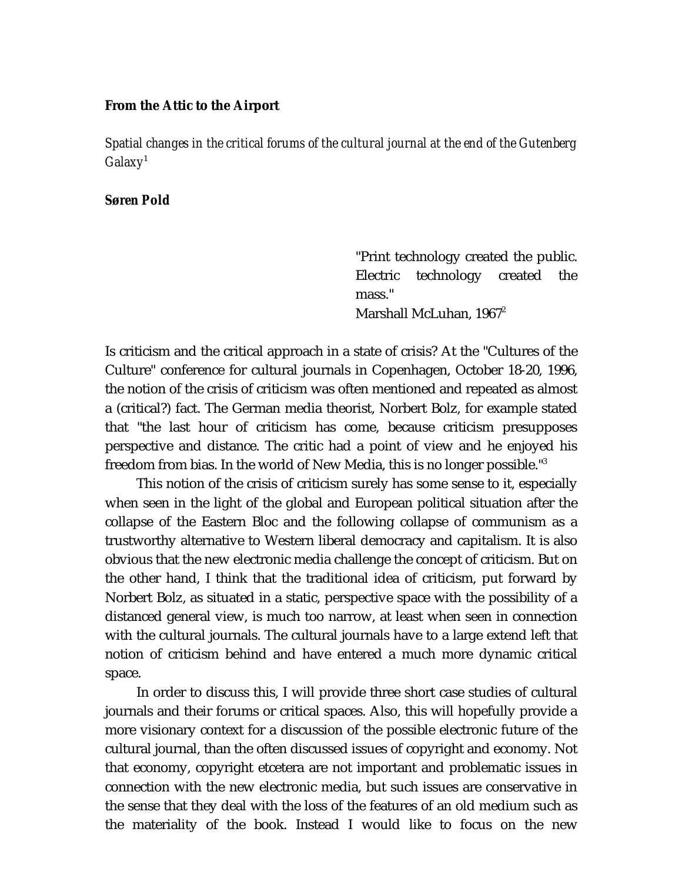**From the Attic to the Airport**

*Spatial changes in the critical forums of the cultural journal at the end of the Gutenberg Galaxy*[1]

**Søren Pold**

> "Print technology created the public. Electric technology created the mass."
> Marshall McLuhan, 1967[2]

Is criticism and the critical approach in a state of crisis? At the "Cultures of the Culture" conference for cultural journals in Copenhagen, October 18-20, 1996, the notion of the crisis of criticism was often mentioned and repeated as almost a (critical?) fact. The German media theorist, Norbert Bolz, for example stated that "the last hour of criticism has come, because criticism presupposes perspective and distance. The critic had a point of view and he enjoyed his freedom from bias. In the world of New Media, this is no longer possible."[3]

This notion of the crisis of criticism surely has some sense to it, especially when seen in the light of the global and European political situation after the collapse of the Eastern Bloc and the following collapse of communism as a trustworthy alternative to Western liberal democracy and capitalism. It is also obvious that the new electronic media challenge the concept of criticism. But on the other hand, I think that the traditional idea of criticism, put forward by Norbert Bolz, as situated in a static, perspective space with the possibility of a distanced general view, is much too narrow, at least when seen in connection with the cultural journals. The cultural journals have to a large extend left that notion of criticism behind and have entered a much more dynamic critical space.

In order to discuss this, I will provide three short case studies of cultural journals and their forums or critical spaces. Also, this will hopefully provide a more visionary context for a discussion of the possible electronic future of the cultural journal, than the often discussed issues of copyright and economy. Not that economy, copyright etcetera are not important and problematic issues in connection with the new electronic media, but such issues are conservative in the sense that they deal with the loss of the features of an old medium such as the materiality of the book. Instead I would like to focus on the new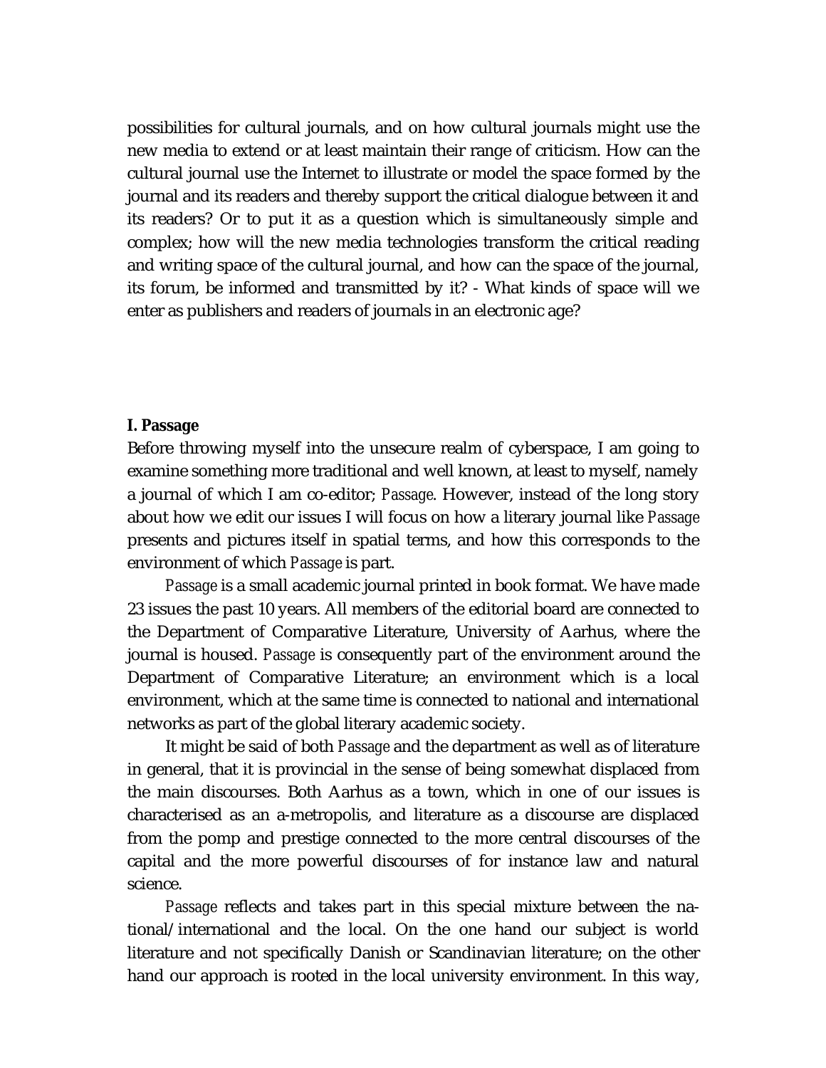possibilities for cultural journals, and on how cultural journals might use the new media to extend or at least maintain their range of criticism. How can the cultural journal use the Internet to illustrate or model the space formed by the journal and its readers and thereby support the critical dialogue between it and its readers? Or to put it as a question which is simultaneously simple and complex; how will the new media technologies transform the critical reading and writing space of the cultural journal, and how can the space of the journal, its forum, be informed and transmitted by it? - What kinds of space will we enter as publishers and readers of journals in an electronic age?

### I. Passage

Before throwing myself into the unsecure realm of cyberspace, I am going to examine something more traditional and well known, at least to myself, namely a journal of which I am co-editor; *Passage*. However, instead of the long story about how we edit our issues I will focus on how a literary journal like *Passage* presents and pictures itself in spatial terms, and how this corresponds to the environment of which *Passage* is part.

*Passage* is a small academic journal printed in book format. We have made 23 issues the past 10 years. All members of the editorial board are connected to the Department of Comparative Literature, University of Aarhus, where the journal is housed. *Passage* is consequently part of the environment around the Department of Comparative Literature; an environment which is a local environment, which at the same time is connected to national and international networks as part of the global literary academic society.

It might be said of both *Passage* and the department as well as of literature in general, that it is provincial in the sense of being somewhat displaced from the main discourses. Both Aarhus as a town, which in one of our issues is characterised as an a-metropolis, and literature as a discourse are displaced from the pomp and prestige connected to the more central discourses of the capital and the more powerful discourses of for instance law and natural science.

*Passage* reflects and takes part in this special mixture between the national/international and the local. On the one hand our subject is world literature and not specifically Danish or Scandinavian literature; on the other hand our approach is rooted in the local university environment. In this way,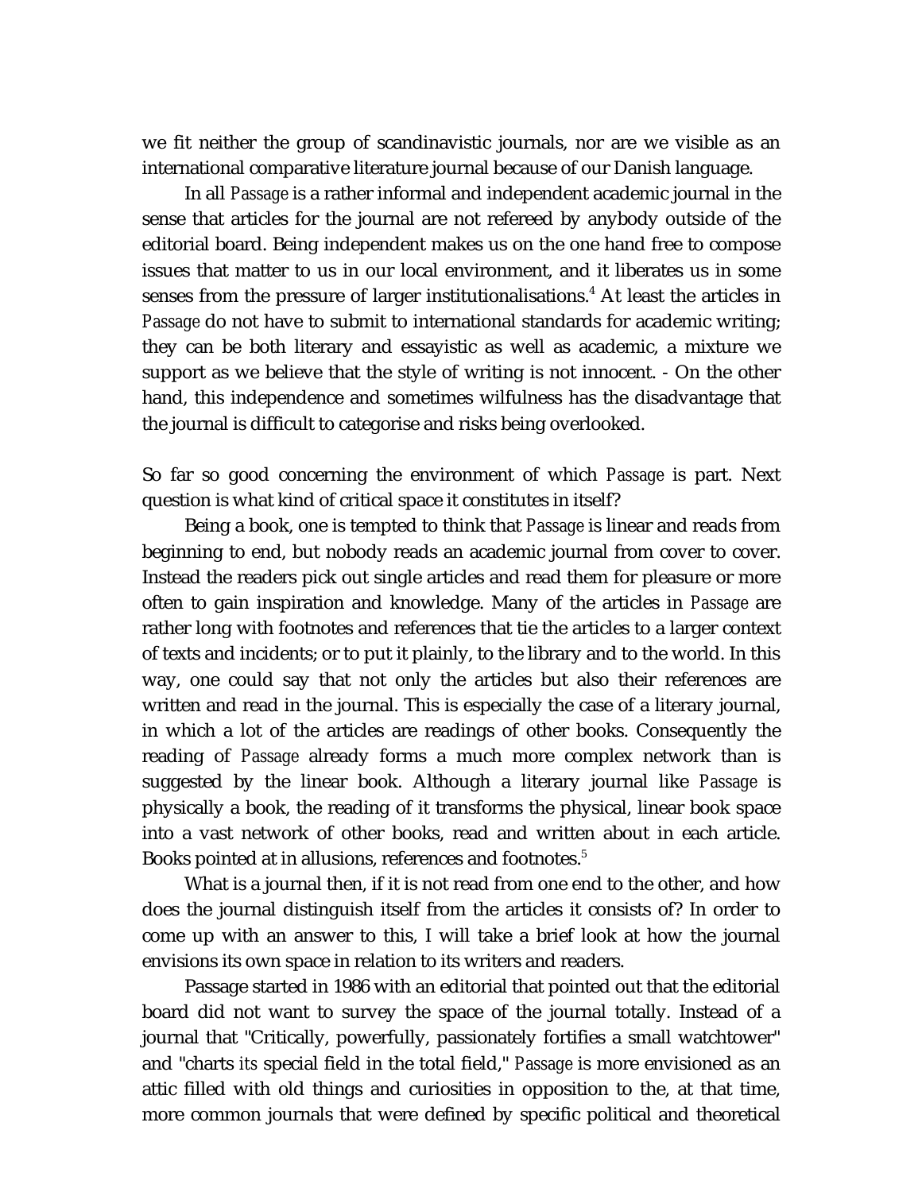we fit neither the group of scandinavistic journals, nor are we visible as an international comparative literature journal because of our Danish language.

In all *Passage* is a rather informal and independent academic journal in the sense that articles for the journal are not refereed by anybody outside of the editorial board. Being independent makes us on the one hand free to compose issues that matter to us in our local environment, and it liberates us in some senses from the pressure of larger institutionalisations.[4] At least the articles in *Passage* do not have to submit to international standards for academic writing; they can be both literary and essayistic as well as academic, a mixture we support as we believe that the style of writing is not innocent. - On the other hand, this independence and sometimes wilfulness has the disadvantage that the journal is difficult to categorise and risks being overlooked.

So far so good concerning the environment of which *Passage* is part. Next question is what kind of critical space it constitutes in itself?

Being a book, one is tempted to think that *Passage* is linear and reads from beginning to end, but nobody reads an academic journal from cover to cover. Instead the readers pick out single articles and read them for pleasure or more often to gain inspiration and knowledge. Many of the articles in *Passage* are rather long with footnotes and references that tie the articles to a larger context of texts and incidents; or to put it plainly, to the library and to the world. In this way, one could say that not only the articles but also their references are written and read in the journal. This is especially the case of a literary journal, in which a lot of the articles are readings of other books. Consequently the reading of *Passage* already forms a much more complex network than is suggested by the linear book. Although a literary journal like *Passage* is physically a book, the reading of it transforms the physical, linear book space into a vast network of other books, read and written about in each article. Books pointed at in allusions, references and footnotes.[5]

What is a journal then, if it is not read from one end to the other, and how does the journal distinguish itself from the articles it consists of? In order to come up with an answer to this, I will take a brief look at how the journal envisions its own space in relation to its writers and readers.

Passage started in 1986 with an editorial that pointed out that the editorial board did not want to survey the space of the journal totally. Instead of a journal that "Critically, powerfully, passionately fortifies a small watchtower" and "charts *its* special field in the total field," *Passage* is more envisioned as an attic filled with old things and curiosities in opposition to the, at that time, more common journals that were defined by specific political and theoretical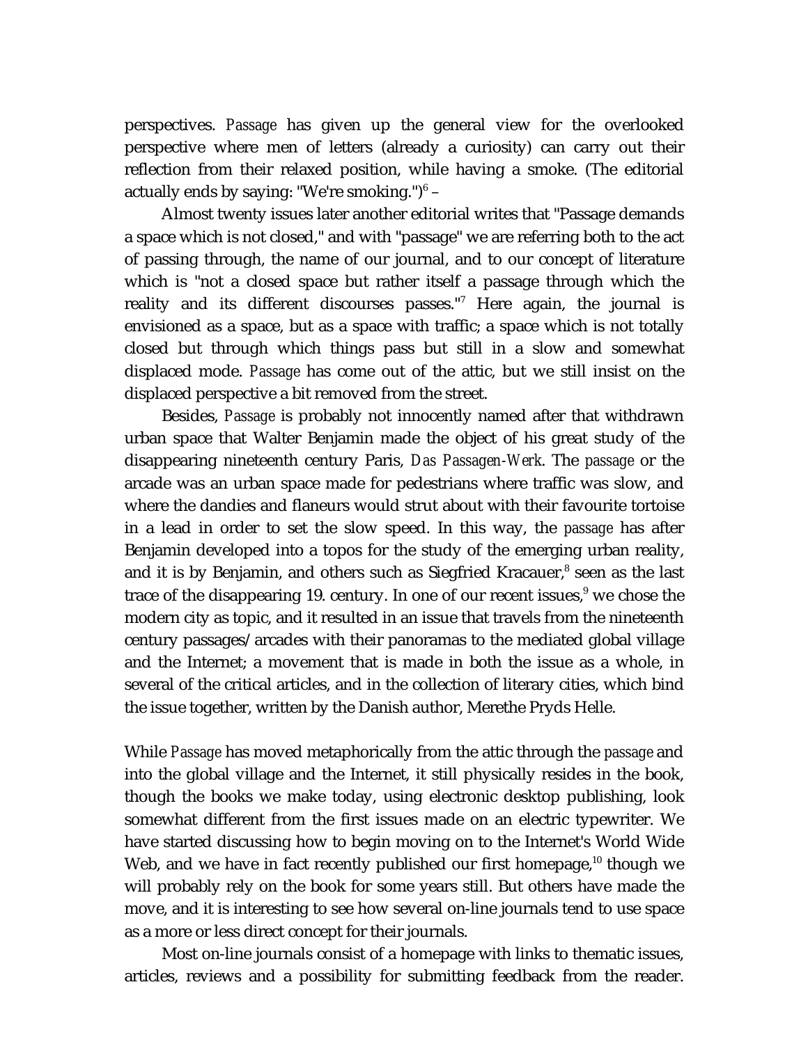perspectives. *Passage* has given up the general view for the overlooked perspective where men of letters (already a curiosity) can carry out their reflection from their relaxed position, while having a smoke. (The editorial actually ends by saying: "We're smoking.")[6] –

Almost twenty issues later another editorial writes that "Passage demands a space which is not closed," and with "passage" we are referring both to the act of passing through, the name of our journal, and to our concept of literature which is "not a closed space but rather itself a passage through which the reality and its different discourses passes."[7] Here again, the journal is envisioned as a space, but as a space with traffic; a space which is not totally closed but through which things pass but still in a slow and somewhat displaced mode. *Passage* has come out of the attic, but we still insist on the displaced perspective a bit removed from the street.

Besides, *Passage* is probably not innocently named after that withdrawn urban space that Walter Benjamin made the object of his great study of the disappearing nineteenth century Paris, *Das Passagen-Werk*. The *passage* or the arcade was an urban space made for pedestrians where traffic was slow, and where the dandies and flaneurs would strut about with their favourite tortoise in a lead in order to set the slow speed. In this way, the *passage* has after Benjamin developed into a topos for the study of the emerging urban reality, and it is by Benjamin, and others such as Siegfried Kracauer,[8] seen as the last trace of the disappearing 19. century. In one of our recent issues,[9] we chose the modern city as topic, and it resulted in an issue that travels from the nineteenth century passages/arcades with their panoramas to the mediated global village and the Internet; a movement that is made in both the issue as a whole, in several of the critical articles, and in the collection of literary cities, which bind the issue together, written by the Danish author, Merethe Pryds Helle.

While *Passage* has moved metaphorically from the attic through the *passage* and into the global village and the Internet, it still physically resides in the book, though the books we make today, using electronic desktop publishing, look somewhat different from the first issues made on an electric typewriter. We have started discussing how to begin moving on to the Internet's World Wide Web, and we have in fact recently published our first homepage,[10] though we will probably rely on the book for some years still. But others have made the move, and it is interesting to see how several on-line journals tend to use space as a more or less direct concept for their journals.

Most on-line journals consist of a homepage with links to thematic issues, articles, reviews and a possibility for submitting feedback from the reader.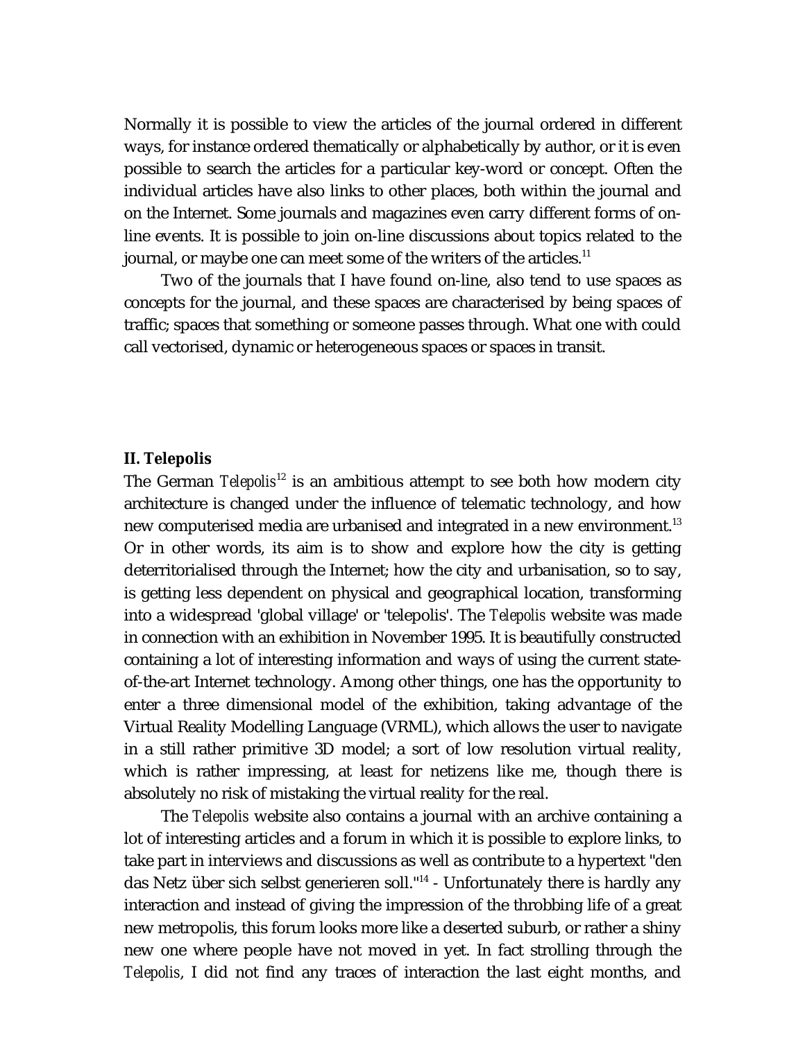Normally it is possible to view the articles of the journal ordered in different ways, for instance ordered thematically or alphabetically by author, or it is even possible to search the articles for a particular key-word or concept. Often the individual articles have also links to other places, both within the journal and on the Internet. Some journals and magazines even carry different forms of on-line events. It is possible to join on-line discussions about topics related to the journal, or maybe one can meet some of the writers of the articles.[11]

Two of the journals that I have found on-line, also tend to use spaces as concepts for the journal, and these spaces are characterised by being spaces of traffic; spaces that something or someone passes through. What one with could call vectorised, dynamic or heterogeneous spaces or spaces in transit.

## II. Telepolis

The German *Telepolis*[12] is an ambitious attempt to see both how modern city architecture is changed under the influence of telematic technology, and how new computerised media are urbanised and integrated in a new environment.[13] Or in other words, its aim is to show and explore how the city is getting deterritorialised through the Internet; how the city and urbanisation, so to say, is getting less dependent on physical and geographical location, transforming into a widespread 'global village' or 'telepolis'. The *Telepolis* website was made in connection with an exhibition in November 1995. It is beautifully constructed containing a lot of interesting information and ways of using the current state-of-the-art Internet technology. Among other things, one has the opportunity to enter a three dimensional model of the exhibition, taking advantage of the Virtual Reality Modelling Language (VRML), which allows the user to navigate in a still rather primitive 3D model; a sort of low resolution virtual reality, which is rather impressing, at least for netizens like me, though there is absolutely no risk of mistaking the virtual reality for the real.

The *Telepolis* website also contains a journal with an archive containing a lot of interesting articles and a forum in which it is possible to explore links, to take part in interviews and discussions as well as contribute to a hypertext "den das Netz über sich selbst generieren soll."[14] - Unfortunately there is hardly any interaction and instead of giving the impression of the throbbing life of a great new metropolis, this forum looks more like a deserted suburb, or rather a shiny new one where people have not moved in yet. In fact strolling through the *Telepolis*, I did not find any traces of interaction the last eight months, and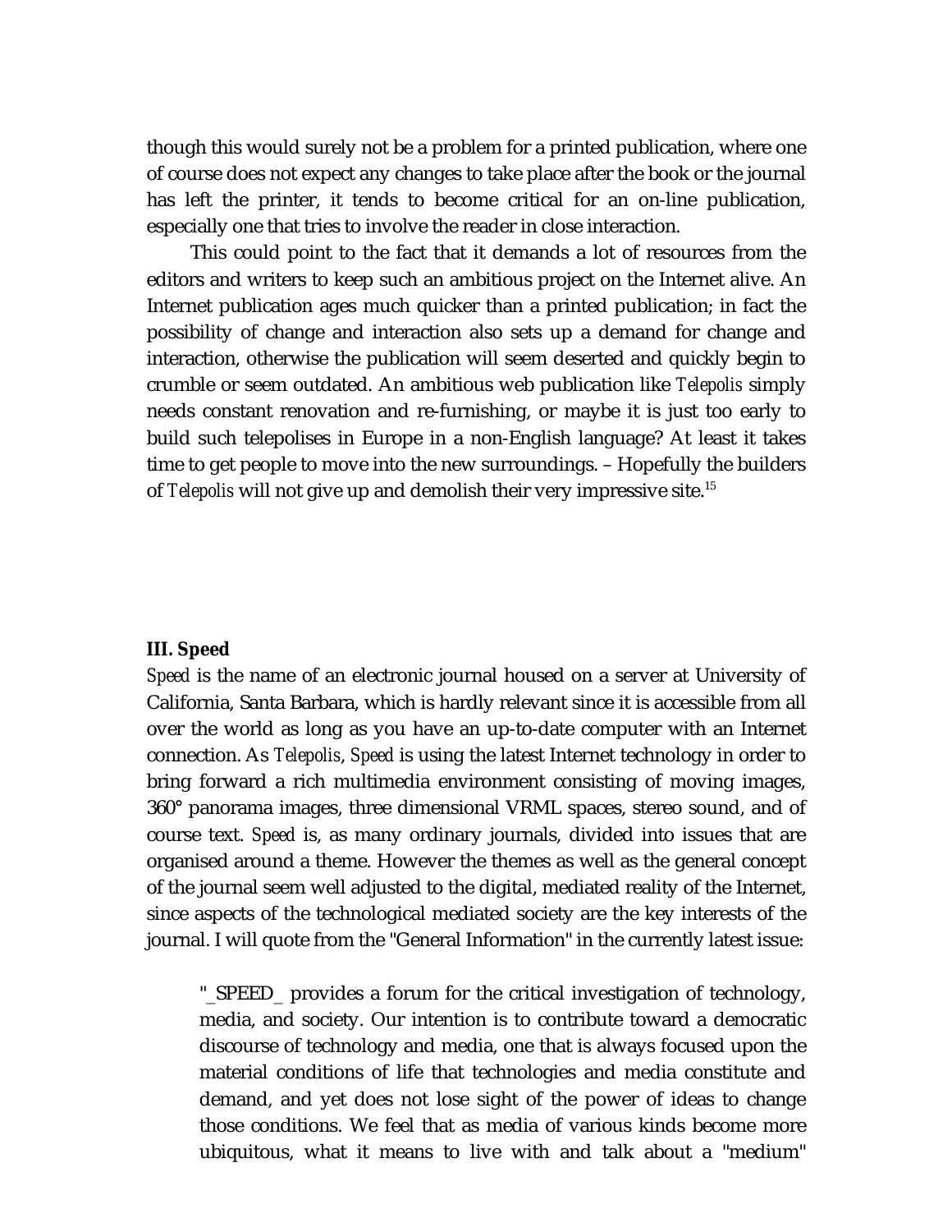though this would surely not be a problem for a printed publication, where one of course does not expect any changes to take place after the book or the journal has left the printer, it tends to become critical for an on-line publication, especially one that tries to involve the reader in close interaction.

This could point to the fact that it demands a lot of resources from the editors and writers to keep such an ambitious project on the Internet alive. An Internet publication ages much quicker than a printed publication; in fact the possibility of change and interaction also sets up a demand for change and interaction, otherwise the publication will seem deserted and quickly begin to crumble or seem outdated. An ambitious web publication like *Telepolis* simply needs constant renovation and re-furnishing, or maybe it is just too early to build such telepolises in Europe in a non-English language? At least it takes time to get people to move into the new surroundings. – Hopefully the builders of *Telepolis* will not give up and demolish their very impressive site.[15]

### III. Speed

*Speed* is the name of an electronic journal housed on a server at University of California, Santa Barbara, which is hardly relevant since it is accessible from all over the world as long as you have an up-to-date computer with an Internet connection. As *Telepolis*, *Speed* is using the latest Internet technology in order to bring forward a rich multimedia environment consisting of moving images, 360° panorama images, three dimensional VRML spaces, stereo sound, and of course text. *Speed* is, as many ordinary journals, divided into issues that are organised around a theme. However the themes as well as the general concept of the journal seem well adjusted to the digital, mediated reality of the Internet, since aspects of the technological mediated society are the key interests of the journal. I will quote from the "General Information" in the currently latest issue:

> "_SPEED_ provides a forum for the critical investigation of technology, media, and society. Our intention is to contribute toward a democratic discourse of technology and media, one that is always focused upon the material conditions of life that technologies and media constitute and demand, and yet does not lose sight of the power of ideas to change those conditions. We feel that as media of various kinds become more ubiquitous, what it means to live with and talk about a "medium"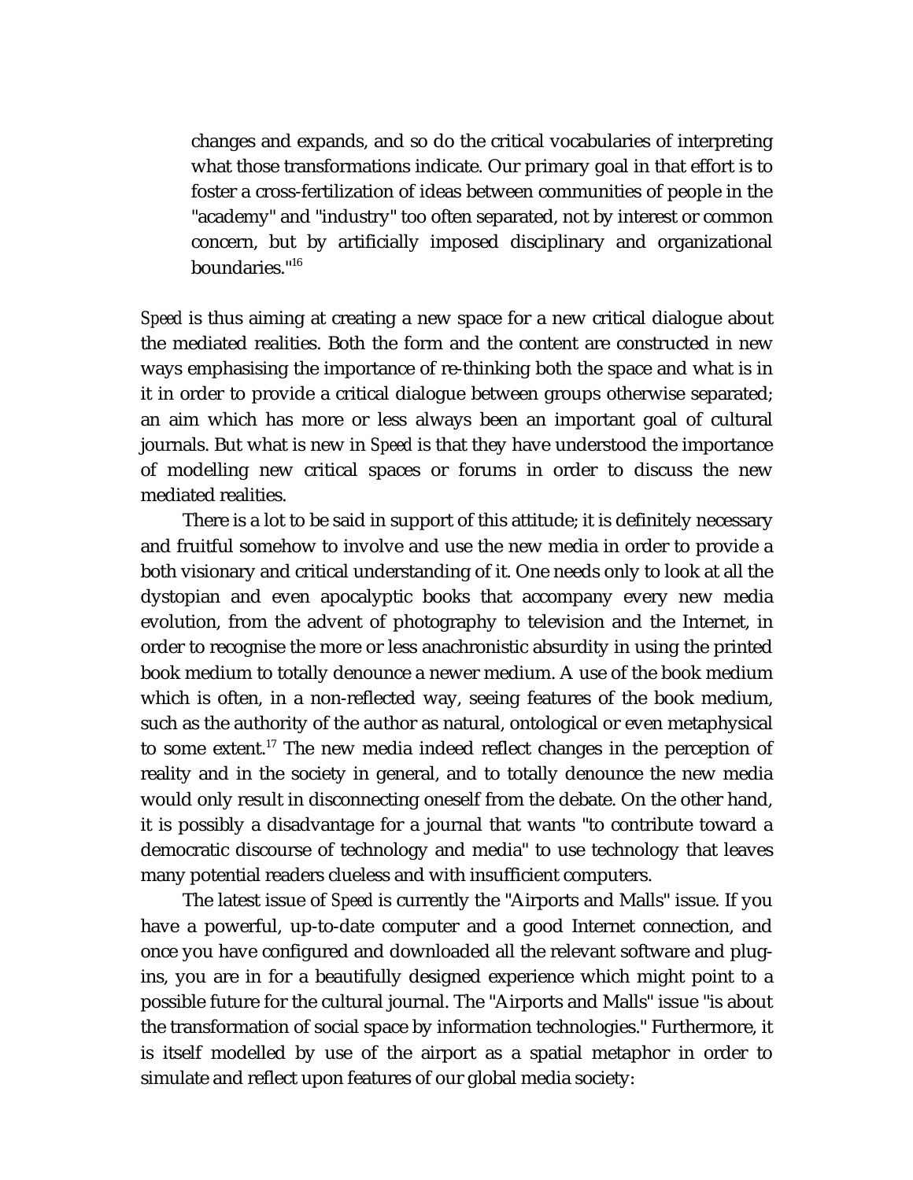> changes and expands, and so do the critical vocabularies of interpreting what those transformations indicate. Our primary goal in that effort is to foster a cross-fertilization of ideas between communities of people in the "academy" and "industry" too often separated, not by interest or common concern, but by artificially imposed disciplinary and organizational boundaries."[16]

*Speed* is thus aiming at creating a new space for a new critical dialogue about the mediated realities. Both the form and the content are constructed in new ways emphasising the importance of re-thinking both the space and what is in it in order to provide a critical dialogue between groups otherwise separated; an aim which has more or less always been an important goal of cultural journals. But what is new in *Speed* is that they have understood the importance of modelling new critical spaces or forums in order to discuss the new mediated realities.

There is a lot to be said in support of this attitude; it is definitely necessary and fruitful somehow to involve and use the new media in order to provide a both visionary and critical understanding of it. One needs only to look at all the dystopian and even apocalyptic books that accompany every new media evolution, from the advent of photography to television and the Internet, in order to recognise the more or less anachronistic absurdity in using the printed book medium to totally denounce a newer medium. A use of the book medium which is often, in a non-reflected way, seeing features of the book medium, such as the authority of the author as natural, ontological or even metaphysical to some extent.[17] The new media indeed reflect changes in the perception of reality and in the society in general, and to totally denounce the new media would only result in disconnecting oneself from the debate. On the other hand, it is possibly a disadvantage for a journal that wants "to contribute toward a democratic discourse of technology and media" to use technology that leaves many potential readers clueless and with insufficient computers.

The latest issue of *Speed* is currently the "Airports and Malls" issue. If you have a powerful, up-to-date computer and a good Internet connection, and once you have configured and downloaded all the relevant software and plug-ins, you are in for a beautifully designed experience which might point to a possible future for the cultural journal. The "Airports and Malls" issue "is about the transformation of social space by information technologies." Furthermore, it is itself modelled by use of the airport as a spatial metaphor in order to simulate and reflect upon features of our global media society: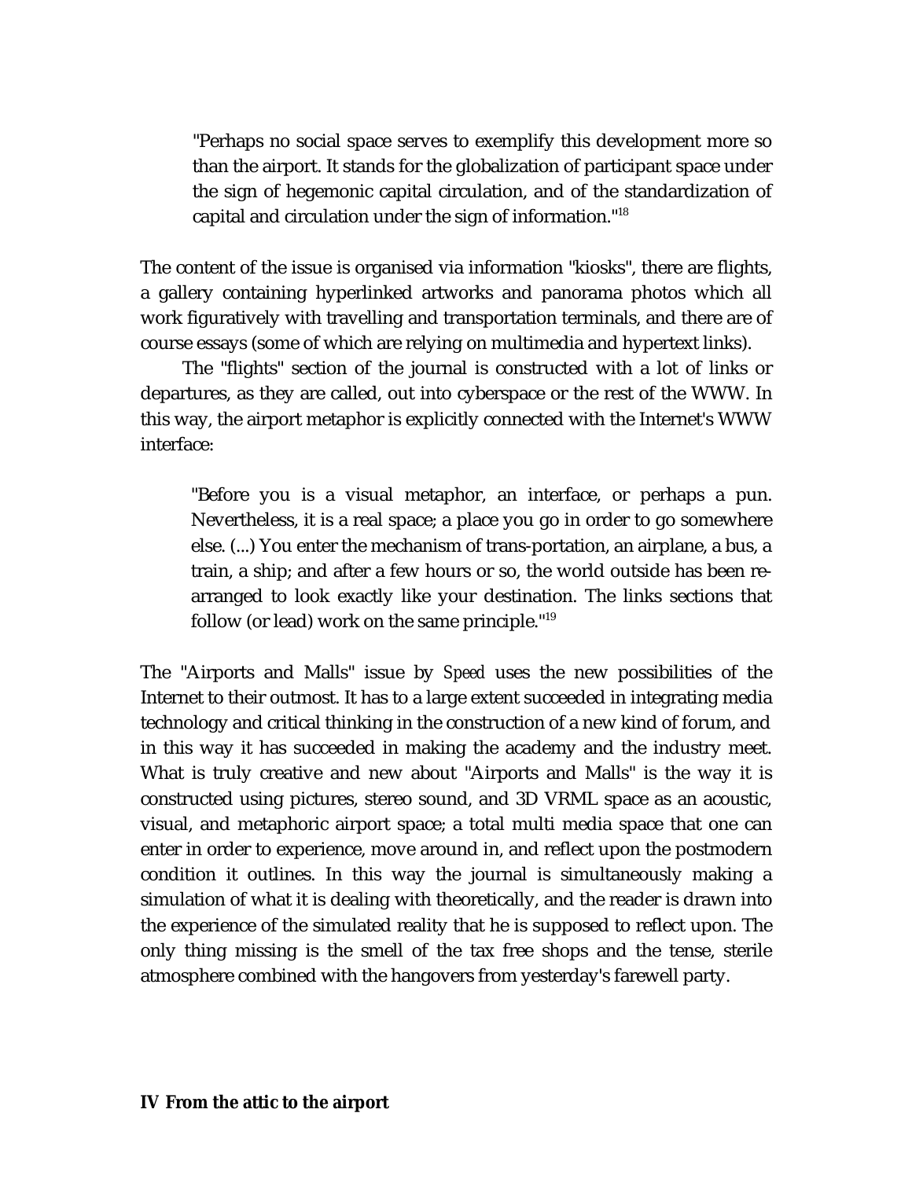> "Perhaps no social space serves to exemplify this development more so than the airport. It stands for the globalization of participant space under the sign of hegemonic capital circulation, and of the standardization of capital and circulation under the sign of information."[18]

The content of the issue is organised via information "kiosks", there are flights, a gallery containing hyperlinked artworks and panorama photos which all work figuratively with travelling and transportation terminals, and there are of course essays (some of which are relying on multimedia and hypertext links).

The "flights" section of the journal is constructed with a lot of links or departures, as they are called, out into cyberspace or the rest of the WWW. In this way, the airport metaphor is explicitly connected with the Internet's WWW interface:

> "Before you is a visual metaphor, an interface, or perhaps a pun. Nevertheless, it is a real space; a place you go in order to go somewhere else. (...) You enter the mechanism of trans-portation, an airplane, a bus, a train, a ship; and after a few hours or so, the world outside has been re-arranged to look exactly like your destination. The links sections that follow (or lead) work on the same principle."[19]

The "Airports and Malls" issue by *Speed* uses the new possibilities of the Internet to their outmost. It has to a large extent succeeded in integrating media technology and critical thinking in the construction of a new kind of forum, and in this way it has succeeded in making the academy and the industry meet. What is truly creative and new about "Airports and Malls" is the way it is constructed using pictures, stereo sound, and 3D VRML space as an acoustic, visual, and metaphoric airport space; a total multi media space that one can enter in order to experience, move around in, and reflect upon the postmodern condition it outlines. In this way the journal is simultaneously making a simulation of what it is dealing with theoretically, and the reader is drawn into the experience of the simulated reality that he is supposed to reflect upon. The only thing missing is the smell of the tax free shops and the tense, sterile atmosphere combined with the hangovers from yesterday's farewell party.

## IV From the attic to the airport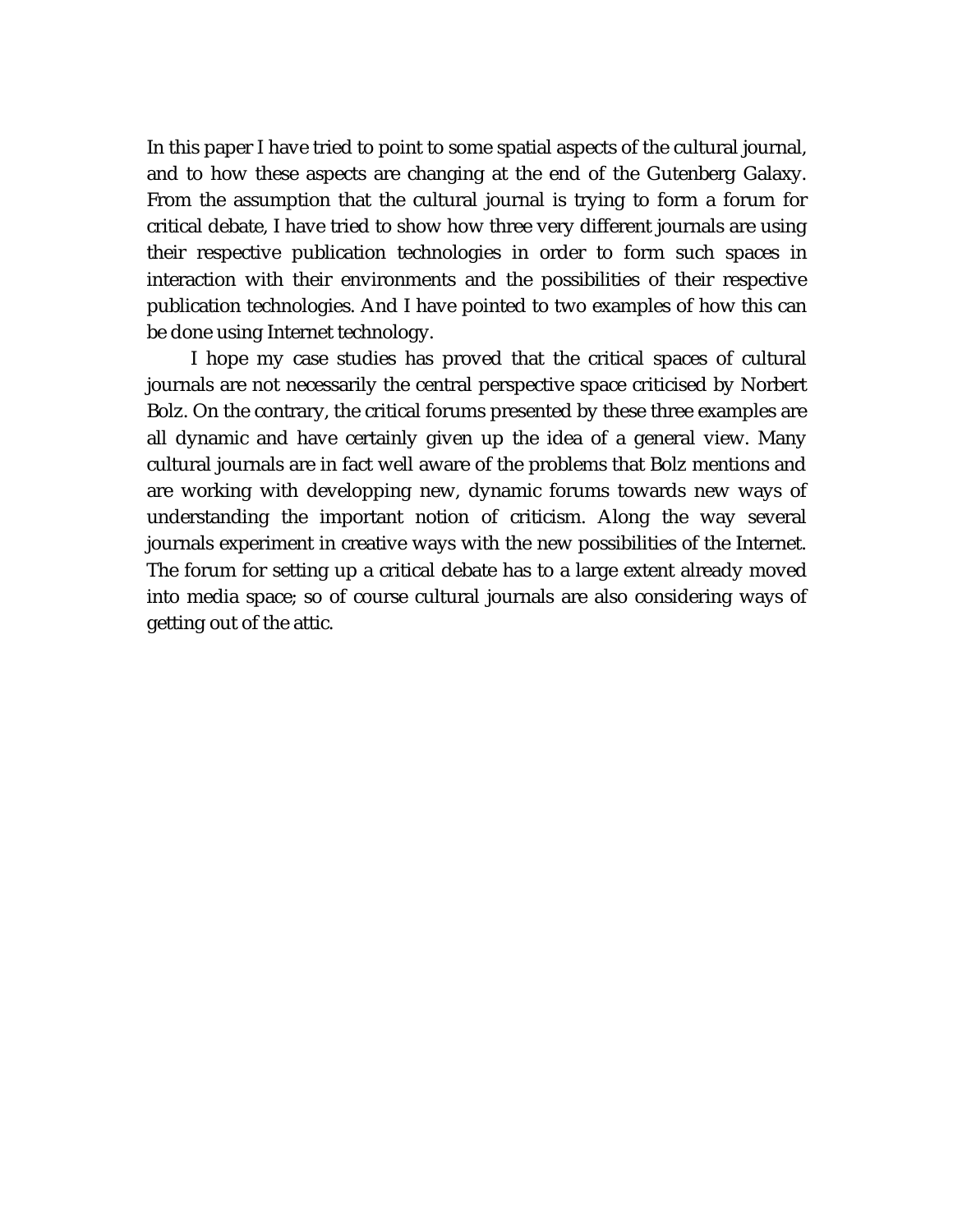In this paper I have tried to point to some spatial aspects of the cultural journal, and to how these aspects are changing at the end of the Gutenberg Galaxy. From the assumption that the cultural journal is trying to form a forum for critical debate, I have tried to show how three very different journals are using their respective publication technologies in order to form such spaces in interaction with their environments and the possibilities of their respective publication technologies. And I have pointed to two examples of how this can be done using Internet technology.

I hope my case studies has proved that the critical spaces of cultural journals are not necessarily the central perspective space criticised by Norbert Bolz. On the contrary, the critical forums presented by these three examples are all dynamic and have certainly given up the idea of a general view. Many cultural journals are in fact well aware of the problems that Bolz mentions and are working with developping new, dynamic forums towards new ways of understanding the important notion of criticism. Along the way several journals experiment in creative ways with the new possibilities of the Internet. The forum for setting up a critical debate has to a large extent already moved into media space; so of course cultural journals are also considering ways of getting out of the attic.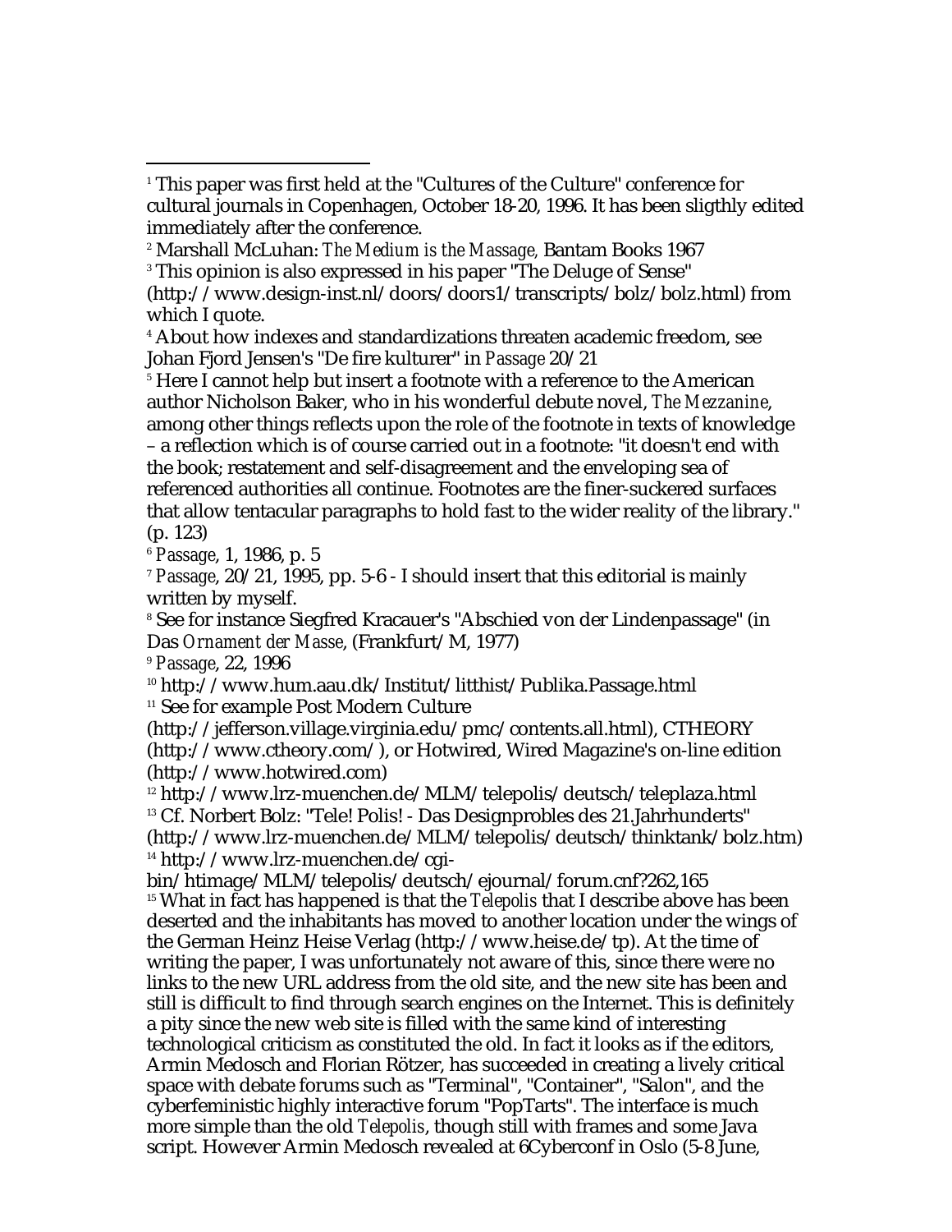[1] This paper was first held at the "Cultures of the Culture" conference for cultural journals in Copenhagen, October 18-20, 1996. It has been sligthly edited immediately after the conference.

[2] Marshall McLuhan: *The Medium is the Massage*, Bantam Books 1967

[3] This opinion is also expressed in his paper "The Deluge of Sense" (http://www.design-inst.nl/doors/doors1/transcripts/bolz/bolz.html) from which I quote.

[4] About how indexes and standardizations threaten academic freedom, see Johan Fjord Jensen's "De fire kulturer" in *Passage* 20/21

[5] Here I cannot help but insert a footnote with a reference to the American author Nicholson Baker, who in his wonderful debute novel, *The Mezzanine*, among other things reflects upon the role of the footnote in texts of knowledge – a reflection which is of course carried out in a footnote: "it doesn't end with the book; restatement and self-disagreement and the enveloping sea of referenced authorities all continue. Footnotes are the finer-suckered surfaces that allow tentacular paragraphs to hold fast to the wider reality of the library." (p. 123)

[6] *Passage*, 1, 1986, p. 5

[7] *Passage*, 20/21, 1995, pp. 5-6 - I should insert that this editorial is mainly written by myself.

[8] See for instance Siegfred Kracauer's "Abschied von der Lindenpassage" (in Das *Ornament der Masse*, (Frankfurt/M, 1977)

[9] *Passage*, 22, 1996

[10] http://www.hum.aau.dk/Institut/litthist/Publika.Passage.html

[11] See for example Post Modern Culture (http://jefferson.village.virginia.edu/pmc/contents.all.html), CTHEORY (http://www.ctheory.com/), or Hotwired, Wired Magazine's on-line edition (http://www.hotwired.com)

[12] http://www.lrz-muenchen.de/MLM/telepolis/deutsch/teleplaza.html

[13] Cf. Norbert Bolz: "Tele! Polis! - Das Designprobles des 21.Jahrhunderts" (http://www.lrz-muenchen.de/MLM/telepolis/deutsch/thinktank/bolz.htm)

[14] http://www.lrz-muenchen.de/cgi-bin/htimage/MLM/telepolis/deutsch/ejournal/forum.cnf?262,165

[15] What in fact has happened is that the *Telepolis* that I describe above has been deserted and the inhabitants has moved to another location under the wings of the German Heinz Heise Verlag (http://www.heise.de/tp). At the time of writing the paper, I was unfortunately not aware of this, since there were no links to the new URL address from the old site, and the new site has been and still is difficult to find through search engines on the Internet. This is definitely a pity since the new web site is filled with the same kind of interesting technological criticism as constituted the old. In fact it looks as if the editors, Armin Medosch and Florian Rötzer, has succeeded in creating a lively critical space with debate forums such as "Terminal", "Container", "Salon", and the cyberfeministic highly interactive forum "PopTarts". The interface is much more simple than the old *Telepolis*, though still with frames and some Java script. However Armin Medosch revealed at 6Cyberconf in Oslo (5-8 June,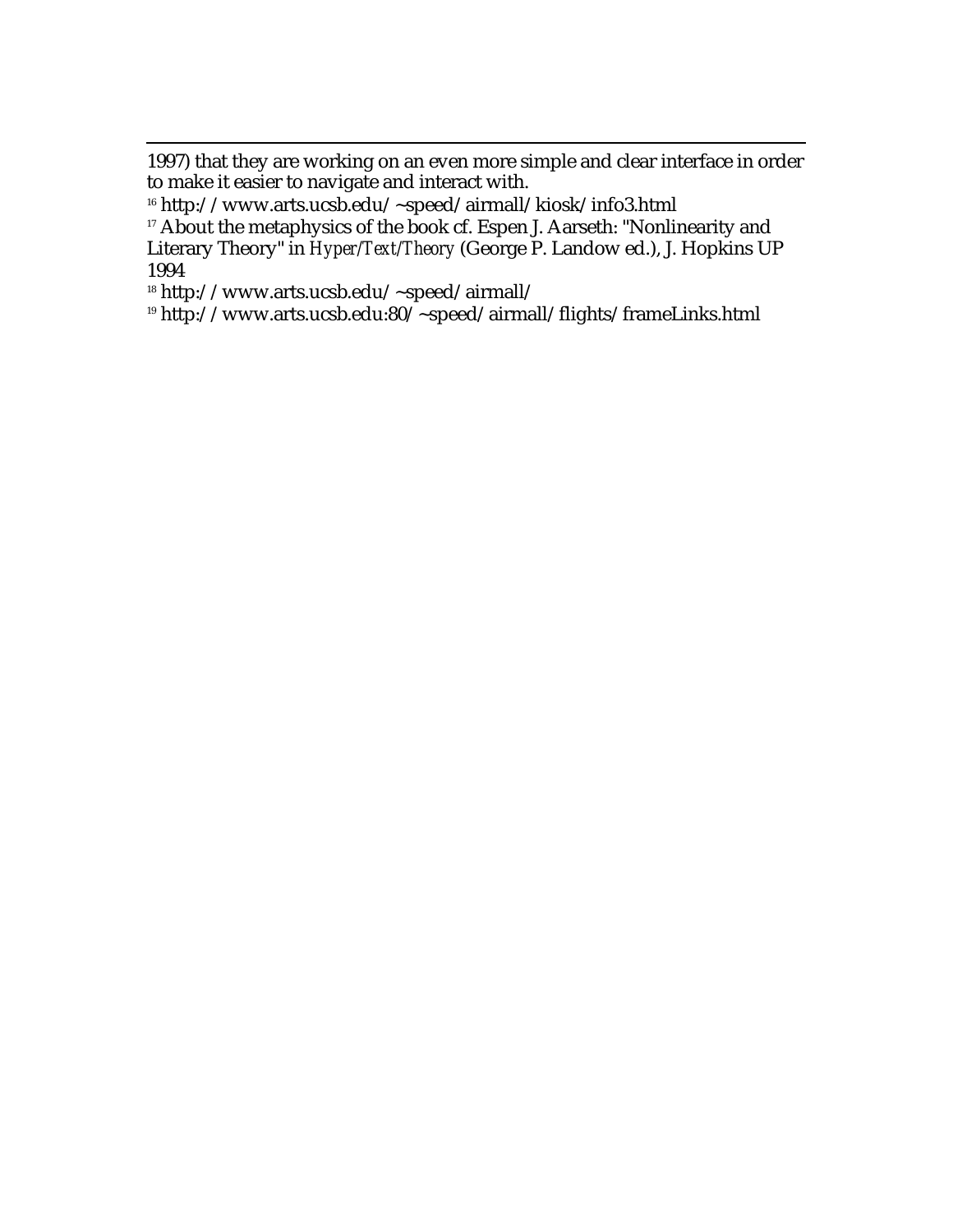1997) that they are working on an even more simple and clear interface in order to make it easier to navigate and interact with.

[16] http://www.arts.ucsb.edu/~speed/airmall/kiosk/info3.html

[17] About the metaphysics of the book cf. Espen J. Aarseth: "Nonlinearity and Literary Theory" in *Hyper/Text/Theory* (George P. Landow ed.), J. Hopkins UP 1994

[18] http://www.arts.ucsb.edu/~speed/airmall/

[19] http://www.arts.ucsb.edu:80/~speed/airmall/flights/frameLinks.html